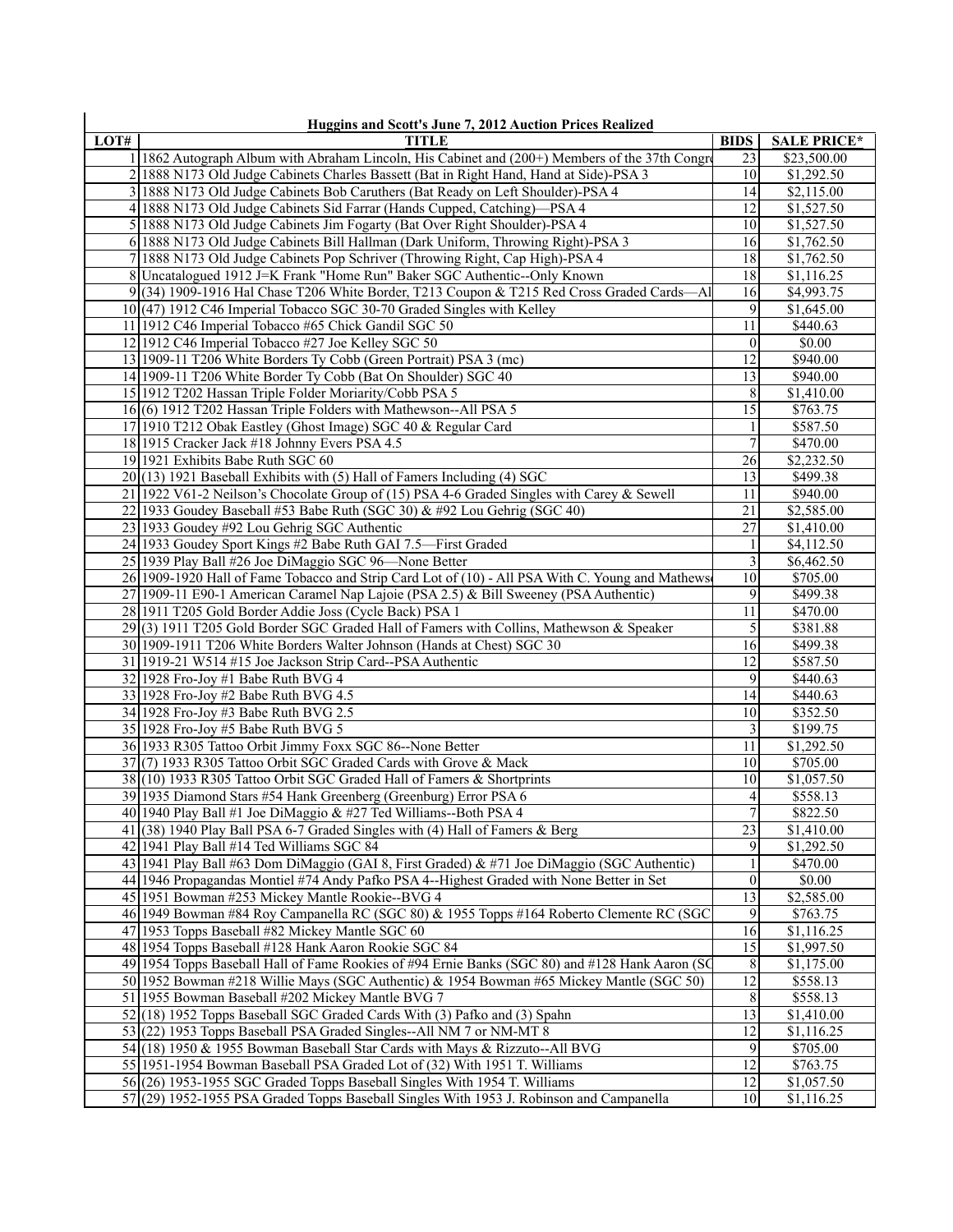**Huggins and Scott's June 7, 2012 Auction Prices Realized**

| LOT# | TITLE | BIDS | SALE PRICE* |
|---|---|---|---|
| 1 | 1862 Autograph Album with Abraham Lincoln, His Cabinet and (200+) Members of the 37th Congr | 23 | $23,500.00 |
| 2 | 1888 N173 Old Judge Cabinets Charles Bassett (Bat in Right Hand, Hand at Side)-PSA 3 | 10 | $1,292.50 |
| 3 | 1888 N173 Old Judge Cabinets Bob Caruthers (Bat Ready on Left Shoulder)-PSA 4 | 14 | $2,115.00 |
| 4 | 1888 N173 Old Judge Cabinets Sid Farrar (Hands Cupped, Catching)—PSA 4 | 12 | $1,527.50 |
| 5 | 1888 N173 Old Judge Cabinets Jim Fogarty (Bat Over Right Shoulder)-PSA 4 | 10 | $1,527.50 |
| 6 | 1888 N173 Old Judge Cabinets Bill Hallman (Dark Uniform, Throwing Right)-PSA 3 | 16 | $1,762.50 |
| 7 | 1888 N173 Old Judge Cabinets Pop Schriver (Throwing Right, Cap High)-PSA 4 | 18 | $1,762.50 |
| 8 | Uncatalogued 1912 J=K Frank "Home Run" Baker SGC Authentic--Only Known | 18 | $1,116.25 |
| 9 | (34) 1909-1916 Hal Chase T206 White Border, T213 Coupon & T215 Red Cross Graded Cards—Al | 16 | $4,993.75 |
| 10 | (47) 1912 C46 Imperial Tobacco SGC 30-70 Graded Singles with Kelley | 9 | $1,645.00 |
| 11 | 1912 C46 Imperial Tobacco #65 Chick Gandil SGC 50 | 11 | $440.63 |
| 12 | 1912 C46 Imperial Tobacco #27 Joe Kelley SGC 50 | 0 | $0.00 |
| 13 | 1909-11 T206 White Borders Ty Cobb (Green Portrait) PSA 3 (mc) | 12 | $940.00 |
| 14 | 1909-11 T206 White Borders Ty Cobb (Bat On Shoulder) SGC 40 | 13 | $940.00 |
| 15 | 1912 T202 Hassan Triple Folder Moriarity/Cobb PSA 5 | 8 | $1,410.00 |
| 16 | (6) 1912 T202 Hassan Triple Folders with Mathewson--All PSA 5 | 15 | $763.75 |
| 17 | 1910 T212 Obak Eastley (Ghost Image) SGC 40 & Regular Card | 1 | $587.50 |
| 18 | 1915 Cracker Jack #18 Johnny Evers PSA 4.5 | 7 | $470.00 |
| 19 | 1921 Exhibits Babe Ruth SGC 60 | 26 | $2,232.50 |
| 20 | (13) 1921 Baseball Exhibits with (5) Hall of Famers Including (4) SGC | 13 | $499.38 |
| 21 | 1922 V61-2 Neilson's Chocolate Group of (15) PSA 4-6 Graded Singles with Carey & Sewell | 11 | $940.00 |
| 22 | 1933 Goudey Baseball #53 Babe Ruth (SGC 30) & #92 Lou Gehrig (SGC 40) | 21 | $2,585.00 |
| 23 | 1933 Goudey #92 Lou Gehrig SGC Authentic | 27 | $1,410.00 |
| 24 | 1933 Goudey Sport Kings #2 Babe Ruth GAI 7.5—First Graded | 1 | $4,112.50 |
| 25 | 1939 Play Ball #26 Joe DiMaggio SGC 96—None Better | 3 | $6,462.50 |
| 26 | 1909-1920 Hall of Fame Tobacco and Strip Card Lot of (10) - All PSA With C. Young and Mathews | 10 | $705.00 |
| 27 | 1909-11 E90-1 American Caramel Nap Lajoie (PSA 2.5) & Bill Sweeney (PSA Authentic) | 9 | $499.38 |
| 28 | 1911 T205 Gold Border Addie Joss (Cycle Back) PSA 1 | 11 | $470.00 |
| 29 | (3) 1911 T205 Gold Border SGC Graded Hall of Famers with Collins, Mathewson & Speaker | 5 | $381.88 |
| 30 | 1909-1911 T206 White Borders Walter Johnson (Hands at Chest) SGC 30 | 16 | $499.38 |
| 31 | 1919-21 W514 #15 Joe Jackson Strip Card--PSA Authentic | 12 | $587.50 |
| 32 | 1928 Fro-Joy #1 Babe Ruth BVG 4 | 9 | $440.63 |
| 33 | 1928 Fro-Joy #2 Babe Ruth BVG 4.5 | 14 | $440.63 |
| 34 | 1928 Fro-Joy #3 Babe Ruth BVG 2.5 | 10 | $352.50 |
| 35 | 1928 Fro-Joy #5 Babe Ruth BVG 5 | 3 | $199.75 |
| 36 | 1933 R305 Tattoo Orbit Jimmy Foxx SGC 86--None Better | 11 | $1,292.50 |
| 37 | (7) 1933 R305 Tattoo Orbit SGC Graded Cards with Grove & Mack | 10 | $705.00 |
| 38 | (10) 1933 R305 Tattoo Orbit SGC Graded Hall of Famers & Shortprints | 10 | $1,057.50 |
| 39 | 1935 Diamond Stars #54 Hank Greenberg (Greenburg) Error PSA 6 | 4 | $558.13 |
| 40 | 1940 Play Ball #1 Joe DiMaggio & #27 Ted Williams--Both PSA 4 | 7 | $822.50 |
| 41 | (38) 1940 Play Ball PSA 6-7 Graded Singles with (4) Hall of Famers & Berg | 23 | $1,410.00 |
| 42 | 1941 Play Ball #14 Ted Williams SGC 84 | 9 | $1,292.50 |
| 43 | 1941 Play Ball #63 Dom DiMaggio (GAI 8, First Graded) & #71 Joe DiMaggio (SGC Authentic) | 1 | $470.00 |
| 44 | 1946 Propagandas Montiel #74 Andy Pafko PSA 4--Highest Graded with None Better in Set | 0 | $0.00 |
| 45 | 1951 Bowman #253 Mickey Mantle Rookie--BVG 4 | 13 | $2,585.00 |
| 46 | 1949 Bowman #84 Roy Campanella RC (SGC 80) & 1955 Topps #164 Roberto Clemente RC (SGC | 9 | $763.75 |
| 47 | 1953 Topps Baseball #82 Mickey Mantle SGC 60 | 16 | $1,116.25 |
| 48 | 1954 Topps Baseball #128 Hank Aaron Rookie SGC 84 | 15 | $1,997.50 |
| 49 | 1954 Topps Baseball Hall of Fame Rookies of #94 Ernie Banks (SGC 80) and #128 Hank Aaron (SG | 8 | $1,175.00 |
| 50 | 1952 Bowman #218 Willie Mays (SGC Authentic) & 1954 Bowman #65 Mickey Mantle (SGC 50) | 12 | $558.13 |
| 51 | 1955 Bowman Baseball #202 Mickey Mantle BVG 7 | 8 | $558.13 |
| 52 | (18) 1952 Topps Baseball SGC Graded Cards With (3) Pafko and (3) Spahn | 13 | $1,410.00 |
| 53 | (22) 1953 Topps Baseball PSA Graded Singles--All NM 7 or NM-MT 8 | 12 | $1,116.25 |
| 54 | (18) 1950 & 1955 Bowman Baseball Star Cards with Mays & Rizzuto--All BVG | 9 | $705.00 |
| 55 | 1951-1954 Bowman Baseball PSA Graded Lot of (32) With 1951 T. Williams | 12 | $763.75 |
| 56 | (26) 1953-1955 SGC Graded Topps Baseball Singles With 1954 T. Williams | 12 | $1,057.50 |
| 57 | (29) 1952-1955 PSA Graded Topps Baseball Singles With 1953 J. Robinson and Campanella | 10 | $1,116.25 |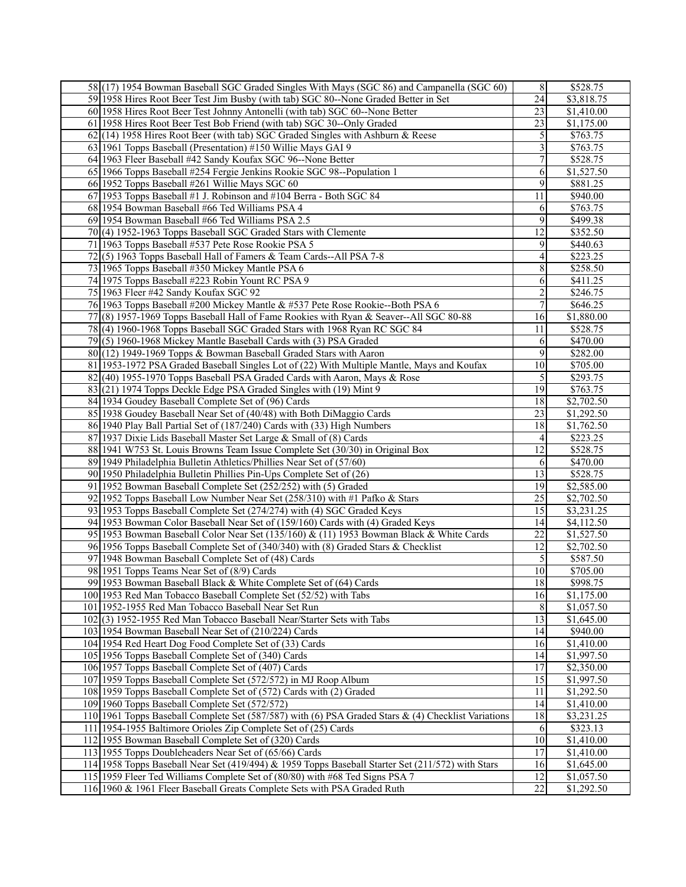| | | | |
|---|---|---|---|
| 58 | (17) 1954 Bowman Baseball SGC Graded Singles With Mays (SGC 86) and Campanella (SGC 60) | 8 | $528.75 |
| 59 | 1958 Hires Root Beer Test Jim Busby (with tab) SGC 80--None Graded Better in Set | 24 | $3,818.75 |
| 60 | 1958 Hires Root Beer Test Johnny Antonelli (with tab) SGC 60--None Better | 23 | $1,410.00 |
| 61 | 1958 Hires Root Beer Test Bob Friend (with tab) SGC 30--Only Graded | 23 | $1,175.00 |
| 62 | (14) 1958 Hires Root Beer (with tab) SGC Graded Singles with Ashburn & Reese | 5 | $763.75 |
| 63 | 1961 Topps Baseball (Presentation) #150 Willie Mays GAI 9 | 3 | $763.75 |
| 64 | 1963 Fleer Baseball #42 Sandy Koufax SGC 96--None Better | 7 | $528.75 |
| 65 | 1966 Topps Baseball #254 Fergie Jenkins Rookie SGC 98--Population 1 | 6 | $1,527.50 |
| 66 | 1952 Topps Baseball #261 Willie Mays SGC 60 | 9 | $881.25 |
| 67 | 1953 Topps Baseball #1 J. Robinson and #104 Berra - Both SGC 84 | 11 | $940.00 |
| 68 | 1954 Bowman Baseball #66 Ted Williams PSA 4 | 6 | $763.75 |
| 69 | 1954 Bowman Baseball #66 Ted Williams PSA 2.5 | 9 | $499.38 |
| 70 | (4) 1952-1963 Topps Baseball SGC Graded Stars with Clemente | 12 | $352.50 |
| 71 | 1963 Topps Baseball #537 Pete Rose Rookie PSA 5 | 9 | $440.63 |
| 72 | (5) 1963 Topps Baseball Hall of Famers & Team Cards--All PSA 7-8 | 4 | $223.25 |
| 73 | 1965 Topps Baseball #350 Mickey Mantle PSA 6 | 8 | $258.50 |
| 74 | 1975 Topps Baseball #223 Robin Yount RC PSA 9 | 6 | $411.25 |
| 75 | 1963 Fleer #42 Sandy Koufax SGC 92 | 2 | $246.75 |
| 76 | 1963 Topps Baseball #200 Mickey Mantle & #537 Pete Rose Rookie--Both PSA 6 | 7 | $646.25 |
| 77 | (8) 1957-1969 Topps Baseball Hall of Fame Rookies with Ryan & Seaver--All SGC 80-88 | 16 | $1,880.00 |
| 78 | (4) 1960-1968 Topps Baseball SGC Graded Stars with 1968 Ryan RC SGC 84 | 11 | $528.75 |
| 79 | (5) 1960-1968 Mickey Mantle Baseball Cards with (3) PSA Graded | 6 | $470.00 |
| 80 | (12) 1949-1969 Topps & Bowman Baseball Graded Stars with Aaron | 9 | $282.00 |
| 81 | 1953-1972 PSA Graded Baseball Singles Lot of (22) With Multiple Mantle, Mays and Koufax | 10 | $705.00 |
| 82 | (40) 1955-1970 Topps Baseball PSA Graded Cards with Aaron, Mays & Rose | 5 | $293.75 |
| 83 | (21) 1974 Topps Deckle Edge PSA Graded Singles with (19) Mint 9 | 19 | $763.75 |
| 84 | 1934 Goudey Baseball Complete Set of (96) Cards | 18 | $2,702.50 |
| 85 | 1938 Goudey Baseball Near Set of (40/48) with Both DiMaggio Cards | 23 | $1,292.50 |
| 86 | 1940 Play Ball Partial Set of (187/240) Cards with (33) High Numbers | 18 | $1,762.50 |
| 87 | 1937 Dixie Lids Baseball Master Set Large & Small of (8) Cards | 4 | $223.25 |
| 88 | 1941 W753 St. Louis Browns Team Issue Complete Set (30/30) in Original Box | 12 | $528.75 |
| 89 | 1949 Philadelphia Bulletin Athletics/Phillies Near Set of (57/60) | 6 | $470.00 |
| 90 | 1950 Philadelphia Bulletin Phillies Pin-Ups Complete Set of (26) | 13 | $528.75 |
| 91 | 1952 Bowman Baseball Complete Set (252/252) with (5) Graded | 19 | $2,585.00 |
| 92 | 1952 Topps Baseball Low Number Near Set (258/310) with #1 Pafko & Stars | 25 | $2,702.50 |
| 93 | 1953 Topps Baseball Complete Set (274/274) with (4) SGC Graded Keys | 15 | $3,231.25 |
| 94 | 1953 Bowman Color Baseball Near Set of (159/160) Cards with (4) Graded Keys | 14 | $4,112.50 |
| 95 | 1953 Bowman Baseball Color Near Set (135/160) & (11) 1953 Bowman Black & White Cards | 22 | $1,527.50 |
| 96 | 1956 Topps Baseball Complete Set of (340/340) with (8) Graded Stars & Checklist | 12 | $2,702.50 |
| 97 | 1948 Bowman Baseball Complete Set of (48) Cards | 5 | $587.50 |
| 98 | 1951 Topps Teams Near Set of (8/9) Cards | 10 | $705.00 |
| 99 | 1953 Bowman Baseball Black & White Complete Set of (64) Cards | 18 | $998.75 |
| 100 | 1953 Red Man Tobacco Baseball Complete Set (52/52) with Tabs | 16 | $1,175.00 |
| 101 | 1952-1955 Red Man Tobacco Baseball Near Set Run | 8 | $1,057.50 |
| 102 | (3) 1952-1955 Red Man Tobacco Baseball Near/Starter Sets with Tabs | 13 | $1,645.00 |
| 103 | 1954 Bowman Baseball Near Set of (210/224) Cards | 14 | $940.00 |
| 104 | 1954 Red Heart Dog Food Complete Set of (33) Cards | 16 | $1,410.00 |
| 105 | 1956 Topps Baseball Complete Set of (340) Cards | 14 | $1,997.50 |
| 106 | 1957 Topps Baseball Complete Set of (407) Cards | 17 | $2,350.00 |
| 107 | 1959 Topps Baseball Complete Set (572/572) in MJ Roop Album | 15 | $1,997.50 |
| 108 | 1959 Topps Baseball Complete Set of (572) Cards with (2) Graded | 11 | $1,292.50 |
| 109 | 1960 Topps Baseball Complete Set (572/572) | 14 | $1,410.00 |
| 110 | 1961 Topps Baseball Complete Set (587/587) with (6) PSA Graded Stars & (4) Checklist Variations | 18 | $3,231.25 |
| 111 | 1954-1955 Baltimore Orioles Zip Complete Set of (25) Cards | 6 | $323.13 |
| 112 | 1955 Bowman Baseball Complete Set of (320) Cards | 10 | $1,410.00 |
| 113 | 1955 Topps Doubleheaders Near Set of (65/66) Cards | 17 | $1,410.00 |
| 114 | 1958 Topps Baseball Near Set (419/494) & 1959 Topps Baseball Starter Set (211/572) with Stars | 16 | $1,645.00 |
| 115 | 1959 Fleer Ted Williams Complete Set of (80/80) with #68 Ted Signs PSA 7 | 12 | $1,057.50 |
| 116 | 1960 & 1961 Fleer Baseball Greats Complete Sets with PSA Graded Ruth | 22 | $1,292.50 |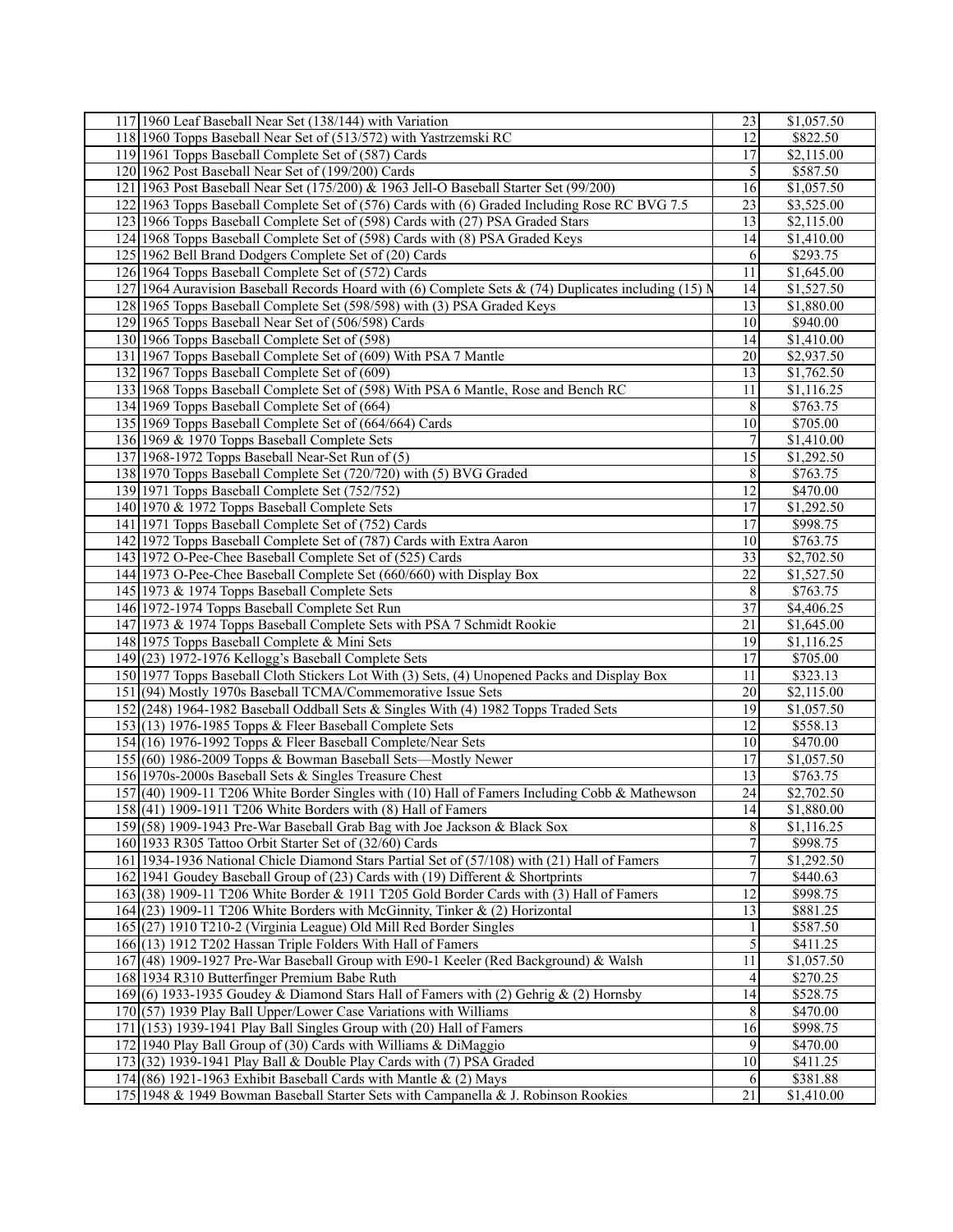| | | | |
|---|---|---|---|
| 117 | 1960 Leaf Baseball Near Set (138/144) with Variation | 23 | $1,057.50 |
| 118 | 1960 Topps Baseball Near Set of (513/572) with Yastrzemski RC | 12 | $822.50 |
| 119 | 1961 Topps Baseball Complete Set of (587) Cards | 17 | $2,115.00 |
| 120 | 1962 Post Baseball Near Set of (199/200) Cards | 5 | $587.50 |
| 121 | 1963 Post Baseball Near Set (175/200) & 1963 Jell-O Baseball Starter Set (99/200) | 16 | $1,057.50 |
| 122 | 1963 Topps Baseball Complete Set of (576) Cards with (6) Graded Including Rose RC BVG 7.5 | 23 | $3,525.00 |
| 123 | 1966 Topps Baseball Complete Set of (598) Cards with (27) PSA Graded Stars | 13 | $2,115.00 |
| 124 | 1968 Topps Baseball Complete Set of (598) Cards with (8) PSA Graded Keys | 14 | $1,410.00 |
| 125 | 1962 Bell Brand Dodgers Complete Set of (20) Cards | 6 | $293.75 |
| 126 | 1964 Topps Baseball Complete Set of (572) Cards | 11 | $1,645.00 |
| 127 | 1964 Auravision Baseball Records Hoard with (6) Complete Sets & (74) Duplicates including (15) M | 14 | $1,527.50 |
| 128 | 1965 Topps Baseball Complete Set (598/598) with (3) PSA Graded Keys | 13 | $1,880.00 |
| 129 | 1965 Topps Baseball Near Set of (506/598) Cards | 10 | $940.00 |
| 130 | 1966 Topps Baseball Complete Set of (598) | 14 | $1,410.00 |
| 131 | 1967 Topps Baseball Complete Set of (609) With PSA 7 Mantle | 20 | $2,937.50 |
| 132 | 1967 Topps Baseball Complete Set of (609) | 13 | $1,762.50 |
| 133 | 1968 Topps Baseball Complete Set of (598) With PSA 6 Mantle, Rose and Bench RC | 11 | $1,116.25 |
| 134 | 1969 Topps Baseball Complete Set of (664) | 8 | $763.75 |
| 135 | 1969 Topps Baseball Complete Set of (664/664) Cards | 10 | $705.00 |
| 136 | 1969 & 1970 Topps Baseball Complete Sets | 7 | $1,410.00 |
| 137 | 1968-1972 Topps Baseball Near-Set Run of (5) | 15 | $1,292.50 |
| 138 | 1970 Topps Baseball Complete Set (720/720) with (5) BVG Graded | 8 | $763.75 |
| 139 | 1971 Topps Baseball Complete Set (752/752) | 12 | $470.00 |
| 140 | 1970 & 1972 Topps Baseball Complete Sets | 17 | $1,292.50 |
| 141 | 1971 Topps Baseball Complete Set of (752) Cards | 17 | $998.75 |
| 142 | 1972 Topps Baseball Complete Set of (787) Cards with Extra Aaron | 10 | $763.75 |
| 143 | 1972 O-Pee-Chee Baseball Complete Set of (525) Cards | 33 | $2,702.50 |
| 144 | 1973 O-Pee-Chee Baseball Complete Set (660/660) with Display Box | 22 | $1,527.50 |
| 145 | 1973 & 1974 Topps Baseball Complete Sets | 8 | $763.75 |
| 146 | 1972-1974 Topps Baseball Complete Set Run | 37 | $4,406.25 |
| 147 | 1973 & 1974 Topps Baseball Complete Sets with PSA 7 Schmidt Rookie | 21 | $1,645.00 |
| 148 | 1975 Topps Baseball Complete & Mini Sets | 19 | $1,116.25 |
| 149 | (23) 1972-1976 Kellogg's Baseball Complete Sets | 17 | $705.00 |
| 150 | 1977 Topps Baseball Cloth Stickers Lot With (3) Sets, (4) Unopened Packs and Display Box | 11 | $323.13 |
| 151 | (94) Mostly 1970s Baseball TCMA/Commemorative Issue Sets | 20 | $2,115.00 |
| 152 | (248) 1964-1982 Baseball Oddball Sets & Singles With (4) 1982 Topps Traded Sets | 19 | $1,057.50 |
| 153 | (13) 1976-1985 Topps & Fleer Baseball Complete Sets | 12 | $558.13 |
| 154 | (16) 1976-1992 Topps & Fleer Baseball Complete/Near Sets | 10 | $470.00 |
| 155 | (60) 1986-2009 Topps & Bowman Baseball Sets—Mostly Newer | 17 | $1,057.50 |
| 156 | 1970s-2000s Baseball Sets & Singles Treasure Chest | 13 | $763.75 |
| 157 | (40) 1909-11 T206 White Border Singles with (10) Hall of Famers Including Cobb & Mathewson | 24 | $2,702.50 |
| 158 | (41) 1909-1911 T206 White Borders with (8) Hall of Famers | 14 | $1,880.00 |
| 159 | (58) 1909-1943 Pre-War Baseball Grab Bag with Joe Jackson & Black Sox | 8 | $1,116.25 |
| 160 | 1933 R305 Tattoo Orbit Starter Set of (32/60) Cards | 7 | $998.75 |
| 161 | 1934-1936 National Chicle Diamond Stars Partial Set of (57/108) with (21) Hall of Famers | 7 | $1,292.50 |
| 162 | 1941 Goudey Baseball Group of (23) Cards with (19) Different & Shortprints | 7 | $440.63 |
| 163 | (38) 1909-11 T206 White Border & 1911 T205 Gold Border Cards with (3) Hall of Famers | 12 | $998.75 |
| 164 | (23) 1909-11 T206 White Borders with McGinnity, Tinker & (2) Horizontal | 13 | $881.25 |
| 165 | (27) 1910 T210-2 (Virginia League) Old Mill Red Border Singles | 1 | $587.50 |
| 166 | (13) 1912 T202 Hassan Triple Folders With Hall of Famers | 5 | $411.25 |
| 167 | (48) 1909-1927 Pre-War Baseball Group with E90-1 Keeler (Red Background) & Walsh | 11 | $1,057.50 |
| 168 | 1934 R310 Butterfinger Premium Babe Ruth | 4 | $270.25 |
| 169 | (6) 1933-1935 Goudey & Diamond Stars Hall of Famers with (2) Gehrig & (2) Hornsby | 14 | $528.75 |
| 170 | (57) 1939 Play Ball Upper/Lower Case Variations with Williams | 8 | $470.00 |
| 171 | (153) 1939-1941 Play Ball Singles Group with (20) Hall of Famers | 16 | $998.75 |
| 172 | 1940 Play Ball Group of (30) Cards with Williams & DiMaggio | 9 | $470.00 |
| 173 | (32) 1939-1941 Play Ball & Double Play Cards with (7) PSA Graded | 10 | $411.25 |
| 174 | (86) 1921-1963 Exhibit Baseball Cards with Mantle & (2) Mays | 6 | $381.88 |
| 175 | 1948 & 1949 Bowman Baseball Starter Sets with Campanella & J. Robinson Rookies | 21 | $1,410.00 |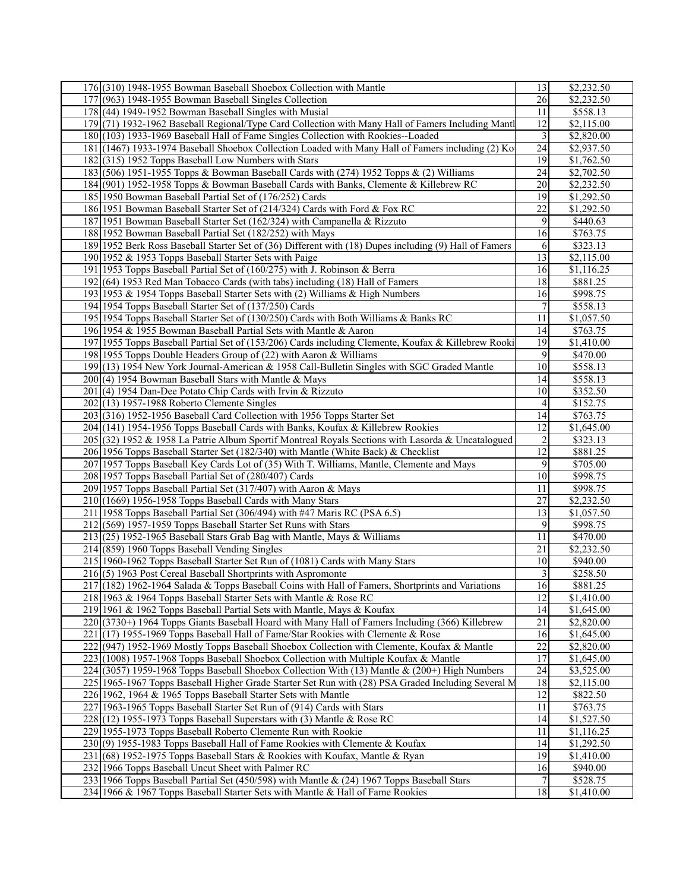| | | | |
|---|---|---|---|
| 176 | (310) 1948-1955 Bowman Baseball Shoebox Collection with Mantle | 13 | $2,232.50 |
| 177 | (963) 1948-1955 Bowman Baseball Singles Collection | 26 | $2,232.50 |
| 178 | (44) 1949-1952 Bowman Baseball Singles with Musial | 11 | $558.13 |
| 179 | (71) 1932-1962 Baseball Regional/Type Card Collection with Many Hall of Famers Including Mantl | 12 | $2,115.00 |
| 180 | (103) 1933-1969 Baseball Hall of Fame Singles Collection with Rookies--Loaded | 3 | $2,820.00 |
| 181 | (1467) 1933-1974 Baseball Shoebox Collection Loaded with Many Hall of Famers including (2) Ko | 24 | $2,937.50 |
| 182 | (315) 1952 Topps Baseball Low Numbers with Stars | 19 | $1,762.50 |
| 183 | (506) 1951-1955 Topps & Bowman Baseball Cards with (274) 1952 Topps & (2) Williams | 24 | $2,702.50 |
| 184 | (901) 1952-1958 Topps & Bowman Baseball Cards with Banks, Clemente & Killebrew RC | 20 | $2,232.50 |
| 185 | 1950 Bowman Baseball Partial Set of (176/252) Cards | 19 | $1,292.50 |
| 186 | 1951 Bowman Baseball Starter Set of (214/324) Cards with Ford & Fox RC | 22 | $1,292.50 |
| 187 | 1951 Bowman Baseball Starter Set (162/324) with Campanella & Rizzuto | 9 | $440.63 |
| 188 | 1952 Bowman Baseball Partial Set (182/252) with Mays | 16 | $763.75 |
| 189 | 1952 Berk Ross Baseball Starter Set of (36) Different with (18) Dupes including (9) Hall of Famers | 6 | $323.13 |
| 190 | 1952 & 1953 Topps Baseball Starter Sets with Paige | 13 | $2,115.00 |
| 191 | 1953 Topps Baseball Partial Set of (160/275) with J. Robinson & Berra | 16 | $1,116.25 |
| 192 | (64) 1953 Red Man Tobacco Cards (with tabs) including (18) Hall of Famers | 18 | $881.25 |
| 193 | 1953 & 1954 Topps Baseball Starter Sets with (2) Williams & High Numbers | 16 | $998.75 |
| 194 | 1954 Topps Baseball Starter Set of (137/250) Cards | 7 | $558.13 |
| 195 | 1954 Topps Baseball Starter Set of (130/250) Cards with Both Williams & Banks RC | 11 | $1,057.50 |
| 196 | 1954 & 1955 Bowman Baseball Partial Sets with Mantle & Aaron | 14 | $763.75 |
| 197 | 1955 Topps Baseball Partial Set of (153/206) Cards including Clemente, Koufax & Killebrew Rooki | 19 | $1,410.00 |
| 198 | 1955 Topps Double Headers Group of (22) with Aaron & Williams | 9 | $470.00 |
| 199 | (13) 1954 New York Journal-American & 1958 Call-Bulletin Singles with SGC Graded Mantle | 10 | $558.13 |
| 200 | (4) 1954 Bowman Baseball Stars with Mantle & Mays | 14 | $558.13 |
| 201 | (4) 1954 Dan-Dee Potato Chip Cards with Irvin & Rizzuto | 10 | $352.50 |
| 202 | (13) 1957-1988 Roberto Clemente Singles | 4 | $152.75 |
| 203 | (316) 1952-1956 Baseball Card Collection with 1956 Topps Starter Set | 14 | $763.75 |
| 204 | (141) 1954-1956 Topps Baseball Cards with Banks, Koufax & Killebrew Rookies | 12 | $1,645.00 |
| 205 | (32) 1952 & 1958 La Patrie Album Sportif Montreal Royals Sections with Lasorda & Uncatalogued | 2 | $323.13 |
| 206 | 1956 Topps Baseball Starter Set (182/340) with Mantle (White Back) & Checklist | 12 | $881.25 |
| 207 | 1957 Topps Baseball Key Cards Lot of (35) With T. Williams, Mantle, Clemente and Mays | 9 | $705.00 |
| 208 | 1957 Topps Baseball Partial Set of (280/407) Cards | 10 | $998.75 |
| 209 | 1957 Topps Baseball Partial Set (317/407) with Aaron & Mays | 11 | $998.75 |
| 210 | (1669) 1956-1958 Topps Baseball Cards with Many Stars | 27 | $2,232.50 |
| 211 | 1958 Topps Baseball Partial Set (306/494) with #47 Maris RC (PSA 6.5) | 13 | $1,057.50 |
| 212 | (569) 1957-1959 Topps Baseball Starter Set Runs with Stars | 9 | $998.75 |
| 213 | (25) 1952-1965 Baseball Stars Grab Bag with Mantle, Mays & Williams | 11 | $470.00 |
| 214 | (859) 1960 Topps Baseball Vending Singles | 21 | $2,232.50 |
| 215 | 1960-1962 Topps Baseball Starter Set Run of (1081) Cards with Many Stars | 10 | $940.00 |
| 216 | (5) 1963 Post Cereal Baseball Shortprints with Aspromonte | 3 | $258.50 |
| 217 | (182) 1962-1964 Salada & Topps Baseball Coins with Hall of Famers, Shortprints and Variations | 16 | $881.25 |
| 218 | 1963 & 1964 Topps Baseball Starter Sets with Mantle & Rose RC | 12 | $1,410.00 |
| 219 | 1961 & 1962 Topps Baseball Partial Sets with Mantle, Mays & Koufax | 14 | $1,645.00 |
| 220 | (3730+) 1964 Topps Giants Baseball Hoard with Many Hall of Famers Including (366) Killebrew | 21 | $2,820.00 |
| 221 | (17) 1955-1969 Topps Baseball Hall of Fame/Star Rookies with Clemente & Rose | 16 | $1,645.00 |
| 222 | (947) 1952-1969 Mostly Topps Baseball Shoebox Collection with Clemente, Koufax & Mantle | 22 | $2,820.00 |
| 223 | (1008) 1957-1968 Topps Baseball Shoebox Collection with Multiple Koufax & Mantle | 17 | $1,645.00 |
| 224 | (3057) 1959-1968 Topps Baseball Shoebox Collection With (13) Mantle & (200+) High Numbers | 24 | $3,525.00 |
| 225 | 1965-1967 Topps Baseball Higher Grade Starter Set Run with (28) PSA Graded Including Several M | 18 | $2,115.00 |
| 226 | 1962, 1964 & 1965 Topps Baseball Starter Sets with Mantle | 12 | $822.50 |
| 227 | 1963-1965 Topps Baseball Starter Set Run of (914) Cards with Stars | 11 | $763.75 |
| 228 | (12) 1955-1973 Topps Baseball Superstars with (3) Mantle & Rose RC | 14 | $1,527.50 |
| 229 | 1955-1973 Topps Baseball Roberto Clemente Run with Rookie | 11 | $1,116.25 |
| 230 | (9) 1955-1983 Topps Baseball Hall of Fame Rookies with Clemente & Koufax | 14 | $1,292.50 |
| 231 | (68) 1952-1975 Topps Baseball Stars & Rookies with Koufax, Mantle & Ryan | 19 | $1,410.00 |
| 232 | 1966 Topps Baseball Uncut Sheet with Palmer RC | 16 | $940.00 |
| 233 | 1966 Topps Baseball Partial Set (450/598) with Mantle & (24) 1967 Topps Baseball Stars | 7 | $528.75 |
| 234 | 1966 & 1967 Topps Baseball Starter Sets with Mantle & Hall of Fame Rookies | 18 | $1,410.00 |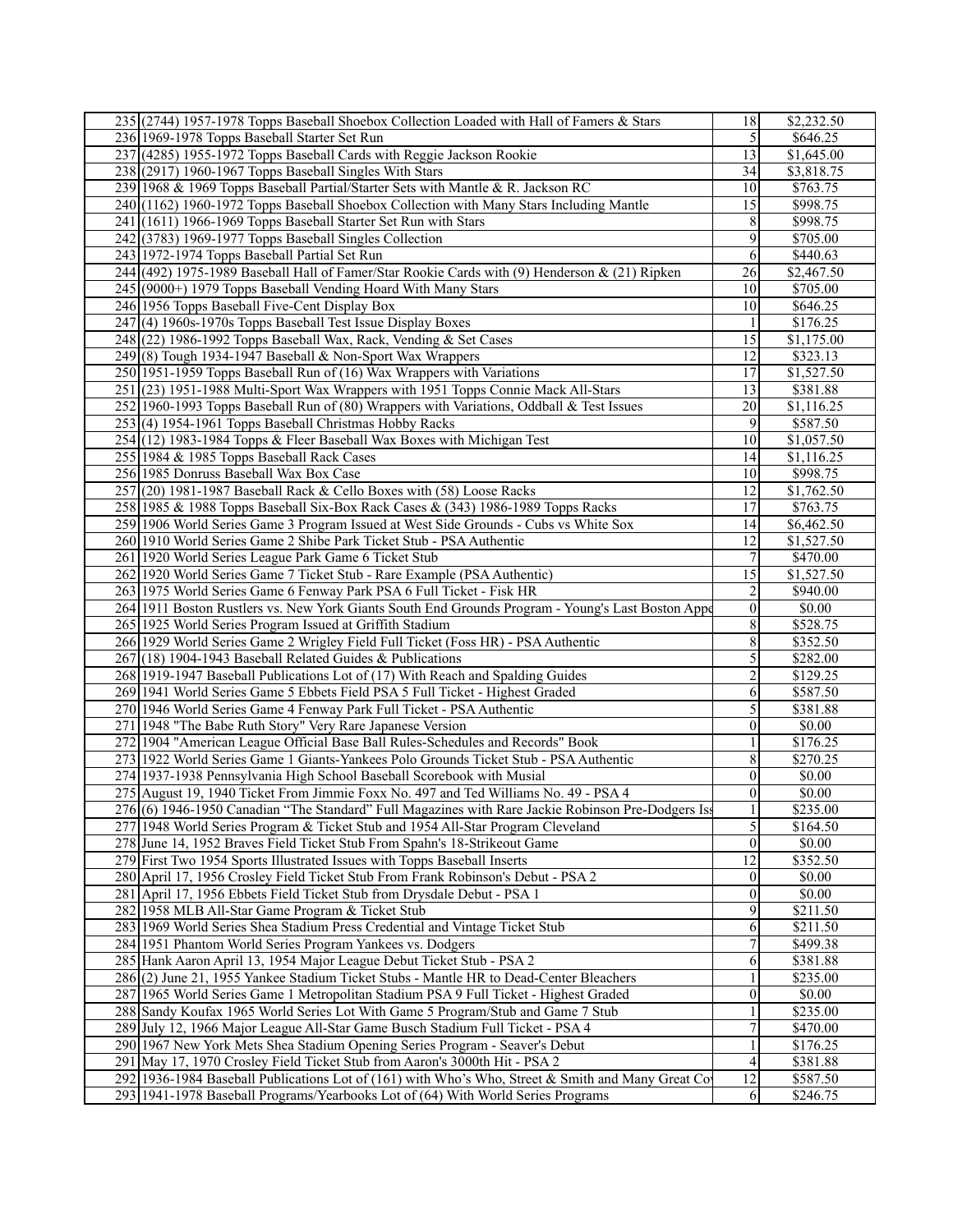| | | | |
|---|---|---|---|
| 235 | (2744) 1957-1978 Topps Baseball Shoebox Collection Loaded with Hall of Famers & Stars | 18 | $2,232.50 |
| 236 | 1969-1978 Topps Baseball Starter Set Run | 5 | $646.25 |
| 237 | (4285) 1955-1972 Topps Baseball Cards with Reggie Jackson Rookie | 13 | $1,645.00 |
| 238 | (2917) 1960-1967 Topps Baseball Singles With Stars | 34 | $3,818.75 |
| 239 | 1968 & 1969 Topps Baseball Partial/Starter Sets with Mantle & R. Jackson RC | 10 | $763.75 |
| 240 | (1162) 1960-1972 Topps Baseball Shoebox Collection with Many Stars Including Mantle | 15 | $998.75 |
| 241 | (1611) 1966-1969 Topps Baseball Starter Set Run with Stars | 8 | $998.75 |
| 242 | (3783) 1969-1977 Topps Baseball Singles Collection | 9 | $705.00 |
| 243 | 1972-1974 Topps Baseball Partial Set Run | 6 | $440.63 |
| 244 | (492) 1975-1989 Baseball Hall of Famer/Star Rookie Cards with (9) Henderson & (21) Ripken | 26 | $2,467.50 |
| 245 | (9000+) 1979 Topps Baseball Vending Hoard With Many Stars | 10 | $705.00 |
| 246 | 1956 Topps Baseball Five-Cent Display Box | 10 | $646.25 |
| 247 | (4) 1960s-1970s Topps Baseball Test Issue Display Boxes | 1 | $176.25 |
| 248 | (22) 1986-1992 Topps Baseball Wax, Rack, Vending & Set Cases | 15 | $1,175.00 |
| 249 | (8) Tough 1934-1947 Baseball & Non-Sport Wax Wrappers | 12 | $323.13 |
| 250 | 1951-1959 Topps Baseball Run of (16) Wax Wrappers with Variations | 17 | $1,527.50 |
| 251 | (23) 1951-1988 Multi-Sport Wax Wrappers with 1951 Topps Connie Mack All-Stars | 13 | $381.88 |
| 252 | 1960-1993 Topps Baseball Run of (80) Wrappers with Variations, Oddball & Test Issues | 20 | $1,116.25 |
| 253 | (4) 1954-1961 Topps Baseball Christmas Hobby Racks | 9 | $587.50 |
| 254 | (12) 1983-1984 Topps & Fleer Baseball Wax Boxes with Michigan Test | 10 | $1,057.50 |
| 255 | 1984 & 1985 Topps Baseball Rack Cases | 14 | $1,116.25 |
| 256 | 1985 Donruss Baseball Wax Box Case | 10 | $998.75 |
| 257 | (20) 1981-1987 Baseball Rack & Cello Boxes with (58) Loose Racks | 12 | $1,762.50 |
| 258 | 1985 & 1988 Topps Baseball Six-Box Rack Cases & (343) 1986-1989 Topps Racks | 17 | $763.75 |
| 259 | 1906 World Series Game 3 Program Issued at West Side Grounds - Cubs vs White Sox | 14 | $6,462.50 |
| 260 | 1910 World Series Game 2 Shibe Park Ticket Stub - PSA Authentic | 12 | $1,527.50 |
| 261 | 1920 World Series League Park Game 6 Ticket Stub | 7 | $470.00 |
| 262 | 1920 World Series Game 7 Ticket Stub - Rare Example (PSA Authentic) | 15 | $1,527.50 |
| 263 | 1975 World Series Game 6 Fenway Park PSA 6 Full Ticket - Fisk HR | 2 | $940.00 |
| 264 | 1911 Boston Rustlers vs. New York Giants South End Grounds Program - Young's Last Boston Appe | 0 | $0.00 |
| 265 | 1925 World Series Program Issued at Griffith Stadium | 8 | $528.75 |
| 266 | 1929 World Series Game 2 Wrigley Field Full Ticket (Foss HR) - PSA Authentic | 8 | $352.50 |
| 267 | (18) 1904-1943 Baseball Related Guides & Publications | 5 | $282.00 |
| 268 | 1919-1947 Baseball Publications Lot of (17) With Reach and Spalding Guides | 2 | $129.25 |
| 269 | 1941 World Series Game 5 Ebbets Field PSA 5 Full Ticket - Highest Graded | 6 | $587.50 |
| 270 | 1946 World Series Game 4 Fenway Park Full Ticket - PSA Authentic | 5 | $381.88 |
| 271 | 1948 "The Babe Ruth Story" Very Rare Japanese Version | 0 | $0.00 |
| 272 | 1904 "American League Official Base Ball Rules-Schedules and Records" Book | 1 | $176.25 |
| 273 | 1922 World Series Game 1 Giants-Yankees Polo Grounds Ticket Stub - PSA Authentic | 8 | $270.25 |
| 274 | 1937-1938 Pennsylvania High School Baseball Scorebook with Musial | 0 | $0.00 |
| 275 | August 19, 1940 Ticket From Jimmie Foxx No. 497 and Ted Williams No. 49 - PSA 4 | 0 | $0.00 |
| 276 | (6) 1946-1950 Canadian "The Standard" Full Magazines with Rare Jackie Robinson Pre-Dodgers Iss | 1 | $235.00 |
| 277 | 1948 World Series Program & Ticket Stub and 1954 All-Star Program Cleveland | 5 | $164.50 |
| 278 | June 14, 1952 Braves Field Ticket Stub From Spahn's 18-Strikeout Game | 0 | $0.00 |
| 279 | First Two 1954 Sports Illustrated Issues with Topps Baseball Inserts | 12 | $352.50 |
| 280 | April 17, 1956 Crosley Field Ticket Stub From Frank Robinson's Debut - PSA 2 | 0 | $0.00 |
| 281 | April 17, 1956 Ebbets Field Ticket Stub from Drysdale Debut - PSA 1 | 0 | $0.00 |
| 282 | 1958 MLB All-Star Game Program & Ticket Stub | 9 | $211.50 |
| 283 | 1969 World Series Shea Stadium Press Credential and Vintage Ticket Stub | 6 | $211.50 |
| 284 | 1951 Phantom World Series Program Yankees vs. Dodgers | 7 | $499.38 |
| 285 | Hank Aaron April 13, 1954 Major League Debut Ticket Stub - PSA 2 | 6 | $381.88 |
| 286 | (2) June 21, 1955 Yankee Stadium Ticket Stubs - Mantle HR to Dead-Center Bleachers | 1 | $235.00 |
| 287 | 1965 World Series Game 1 Metropolitan Stadium PSA 9 Full Ticket - Highest Graded | 0 | $0.00 |
| 288 | Sandy Koufax 1965 World Series Lot With Game 5 Program/Stub and Game 7 Stub | 1 | $235.00 |
| 289 | July 12, 1966 Major League All-Star Game Busch Stadium Full Ticket - PSA 4 | 7 | $470.00 |
| 290 | 1967 New York Mets Shea Stadium Opening Series Program - Seaver's Debut | 1 | $176.25 |
| 291 | May 17, 1970 Crosley Field Ticket Stub from Aaron's 3000th Hit - PSA 2 | 4 | $381.88 |
| 292 | 1936-1984 Baseball Publications Lot of (161) with Who's Who, Street & Smith and Many Great Co | 12 | $587.50 |
| 293 | 1941-1978 Baseball Programs/Yearbooks Lot of (64) With World Series Programs | 6 | $246.75 |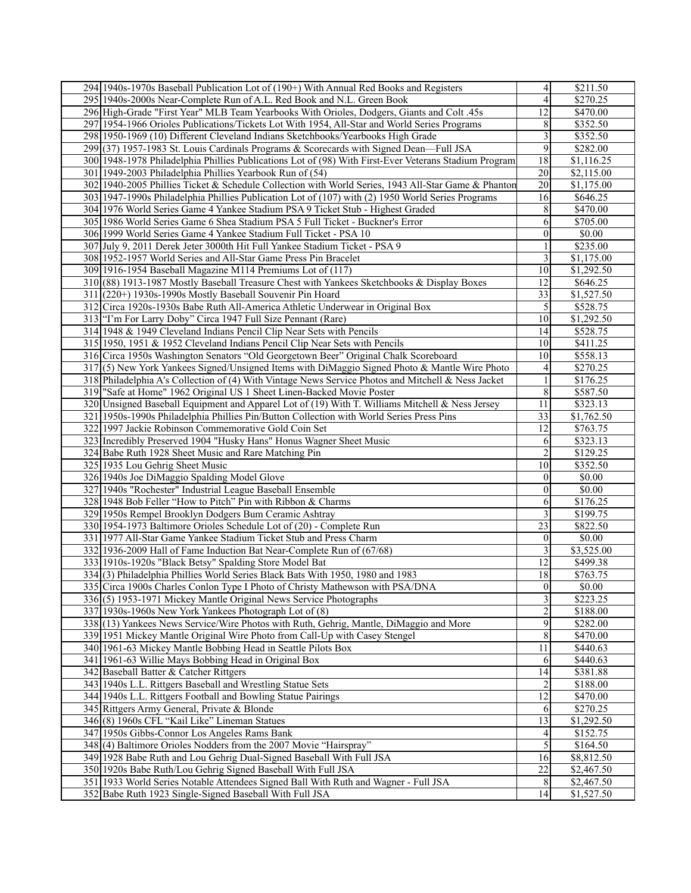| | | | |
|---|---|---|---|
| 294 | 1940s-1970s Baseball Publication Lot of (190+) With Annual Red Books and Registers | 4 | $211.50 |
| 295 | 1940s-2000s Near-Complete Run of A.L. Red Book and N.L. Green Book | 4 | $270.25 |
| 296 | High-Grade "First Year" MLB Team Yearbooks With Orioles, Dodgers, Giants and Colt .45s | 12 | $470.00 |
| 297 | 1954-1966 Orioles Publications/Tickets Lot With 1954, All-Star and World Series Programs | 8 | $352.50 |
| 298 | 1950-1969 (10) Different Cleveland Indians Sketchbooks/Yearbooks High Grade | 3 | $352.50 |
| 299 | (37) 1957-1983 St. Louis Cardinals Programs & Scorecards with Signed Dean—Full JSA | 9 | $282.00 |
| 300 | 1948-1978 Philadelphia Phillies Publications Lot of (98) With First-Ever Veterans Stadium Program | 18 | $1,116.25 |
| 301 | 1949-2003 Philadelphia Phillies Yearbook Run of (54) | 20 | $2,115.00 |
| 302 | 1940-2005 Phillies Ticket & Schedule Collection with World Series, 1943 All-Star Game & Phantom | 20 | $1,175.00 |
| 303 | 1947-1990s Philadelphia Phillies Publication Lot of (107) with (2) 1950 World Series Programs | 16 | $646.25 |
| 304 | 1976 World Series Game 4 Yankee Stadium PSA 9 Ticket Stub - Highest Graded | 8 | $470.00 |
| 305 | 1986 World Series Game 6 Shea Stadium PSA 5 Full Ticket - Buckner's Error | 6 | $705.00 |
| 306 | 1999 World Series Game 4 Yankee Stadium Full Ticket - PSA 10 | 0 | $0.00 |
| 307 | July 9, 2011 Derek Jeter 3000th Hit Full Yankee Stadium Ticket - PSA 9 | 1 | $235.00 |
| 308 | 1952-1957 World Series and All-Star Game Press Pin Bracelet | 3 | $1,175.00 |
| 309 | 1916-1954 Baseball Magazine M114 Premiums Lot of (117) | 10 | $1,292.50 |
| 310 | (88) 1913-1987 Mostly Baseball Treasure Chest with Yankees Sketchbooks & Display Boxes | 12 | $646.25 |
| 311 | (220+) 1930s-1990s Mostly Baseball Souvenir Pin Hoard | 33 | $1,527.50 |
| 312 | Circa 1920s-1930s Babe Ruth All-America Athletic Underwear in Original Box | 5 | $528.75 |
| 313 | "I'm For Larry Doby" Circa 1947 Full Size Pennant (Rare) | 10 | $1,292.50 |
| 314 | 1948 & 1949 Cleveland Indians Pencil Clip Near Sets with Pencils | 14 | $528.75 |
| 315 | 1950, 1951 & 1952 Cleveland Indians Pencil Clip Near Sets with Pencils | 10 | $411.25 |
| 316 | Circa 1950s Washington Senators "Old Georgetown Beer" Original Chalk Scoreboard | 10 | $558.13 |
| 317 | (5) New York Yankees Signed/Unsigned Items with DiMaggio Signed Photo & Mantle Wire Photo | 4 | $270.25 |
| 318 | Philadelphia A's Collection of (4) With Vintage News Service Photos and Mitchell & Ness Jacket | 1 | $176.25 |
| 319 | "Safe at Home" 1962 Original US 1 Sheet Linen-Backed Movie Poster | 8 | $587.50 |
| 320 | Unsigned Baseball Equipment and Apparel Lot of (19) With T. Williams Mitchell & Ness Jersey | 11 | $323.13 |
| 321 | 1950s-1990s Philadelphia Phillies Pin/Button Collection with World Series Press Pins | 33 | $1,762.50 |
| 322 | 1997 Jackie Robinson Commemorative Gold Coin Set | 12 | $763.75 |
| 323 | Incredibly Preserved 1904 "Husky Hans" Honus Wagner Sheet Music | 6 | $323.13 |
| 324 | Babe Ruth 1928 Sheet Music and Rare Matching Pin | 2 | $129.25 |
| 325 | 1935 Lou Gehrig Sheet Music | 10 | $352.50 |
| 326 | 1940s Joe DiMaggio Spalding Model Glove | 0 | $0.00 |
| 327 | 1940s "Rochester" Industrial League Baseball Ensemble | 0 | $0.00 |
| 328 | 1948 Bob Feller "How to Pitch" Pin with Ribbon & Charms | 6 | $176.25 |
| 329 | 1950s Rempel Brooklyn Dodgers Bum Ceramic Ashtray | 3 | $199.75 |
| 330 | 1954-1973 Baltimore Orioles Schedule Lot of (20) - Complete Run | 23 | $822.50 |
| 331 | 1977 All-Star Game Yankee Stadium Ticket Stub and Press Charm | 0 | $0.00 |
| 332 | 1936-2009 Hall of Fame Induction Bat Near-Complete Run of (67/68) | 3 | $3,525.00 |
| 333 | 1910s-1920s "Black Betsy" Spalding Store Model Bat | 12 | $499.38 |
| 334 | (3) Philadelphia Phillies World Series Black Bats With 1950, 1980 and 1983 | 18 | $763.75 |
| 335 | Circa 1900s Charles Conlon Type I Photo of Christy Mathewson with PSA/DNA | 0 | $0.00 |
| 336 | (5) 1953-1971 Mickey Mantle Original News Service Photographs | 3 | $223.25 |
| 337 | 1930s-1960s New York Yankees Photograph Lot of (8) | 2 | $188.00 |
| 338 | (13) Yankees News Service/Wire Photos with Ruth, Gehrig, Mantle, DiMaggio and More | 9 | $282.00 |
| 339 | 1951 Mickey Mantle Original Wire Photo from Call-Up with Casey Stengel | 8 | $470.00 |
| 340 | 1961-63 Mickey Mantle Bobbing Head in Seattle Pilots Box | 11 | $440.63 |
| 341 | 1961-63 Willie Mays Bobbing Head in Original Box | 6 | $440.63 |
| 342 | Baseball Batter & Catcher Rittgers | 14 | $381.88 |
| 343 | 1940s L.L. Rittgers Baseball and Wrestling Statue Sets | 2 | $188.00 |
| 344 | 1940s L.L. Rittgers Football and Bowling Statue Pairings | 12 | $470.00 |
| 345 | Rittgers Army General, Private & Blonde | 6 | $270.25 |
| 346 | (8) 1960s CFL "Kail Like" Lineman Statues | 13 | $1,292.50 |
| 347 | 1950s Gibbs-Connor Los Angeles Rams Bank | 4 | $152.75 |
| 348 | (4) Baltimore Orioles Nodders from the 2007 Movie "Hairspray" | 5 | $164.50 |
| 349 | 1928 Babe Ruth and Lou Gehrig Dual-Signed Baseball With Full JSA | 16 | $8,812.50 |
| 350 | 1920s Babe Ruth/Lou Gehrig Signed Baseball With Full JSA | 22 | $2,467.50 |
| 351 | 1933 World Series Notable Attendees Signed Ball With Ruth and Wagner - Full JSA | 8 | $2,467.50 |
| 352 | Babe Ruth 1923 Single-Signed Baseball With Full JSA | 14 | $1,527.50 |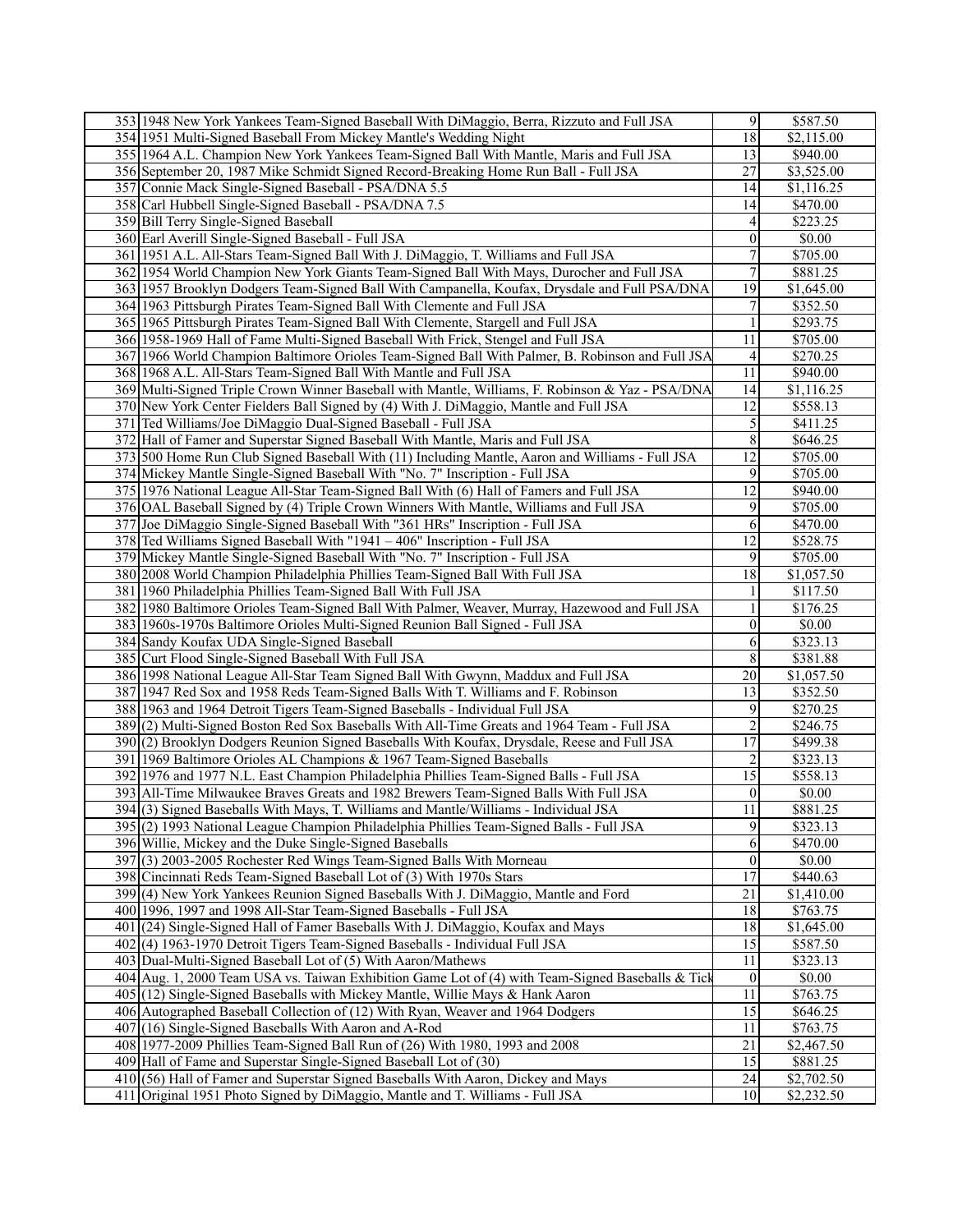| | | | |
|---|---|---|---|
| 353 | 1948 New York Yankees Team-Signed Baseball With DiMaggio, Berra, Rizzuto and Full JSA | 9 | $587.50 |
| 354 | 1951 Multi-Signed Baseball From Mickey Mantle's Wedding Night | 18 | $2,115.00 |
| 355 | 1964 A.L. Champion New York Yankees Team-Signed Ball With Mantle, Maris and Full JSA | 13 | $940.00 |
| 356 | September 20, 1987 Mike Schmidt Signed Record-Breaking Home Run Ball - Full JSA | 27 | $3,525.00 |
| 357 | Connie Mack Single-Signed Baseball - PSA/DNA 5.5 | 14 | $1,116.25 |
| 358 | Carl Hubbell Single-Signed Baseball - PSA/DNA 7.5 | 14 | $470.00 |
| 359 | Bill Terry Single-Signed Baseball | 4 | $223.25 |
| 360 | Earl Averill Single-Signed Baseball - Full JSA | 0 | $0.00 |
| 361 | 1951 A.L. All-Stars Team-Signed Ball With J. DiMaggio, T. Williams and Full JSA | 7 | $705.00 |
| 362 | 1954 World Champion New York Giants Team-Signed Ball With Mays, Durocher and Full JSA | 7 | $881.25 |
| 363 | 1957 Brooklyn Dodgers Team-Signed Ball With Campanella, Koufax, Drysdale and Full PSA/DNA | 19 | $1,645.00 |
| 364 | 1963 Pittsburgh Pirates Team-Signed Ball With Clemente and Full JSA | 7 | $352.50 |
| 365 | 1965 Pittsburgh Pirates Team-Signed Ball With Clemente, Stargell and Full JSA | 1 | $293.75 |
| 366 | 1958-1969 Hall of Fame Multi-Signed Baseball With Frick, Stengel and Full JSA | 11 | $705.00 |
| 367 | 1966 World Champion Baltimore Orioles Team-Signed Ball With Palmer, B. Robinson and Full JSA | 4 | $270.25 |
| 368 | 1968 A.L. All-Stars Team-Signed Ball With Mantle and Full JSA | 11 | $940.00 |
| 369 | Multi-Signed Triple Crown Winner Baseball with Mantle, Williams, F. Robinson & Yaz - PSA/DNA | 14 | $1,116.25 |
| 370 | New York Center Fielders Ball Signed by (4) With J. DiMaggio, Mantle and Full JSA | 12 | $558.13 |
| 371 | Ted Williams/Joe DiMaggio Dual-Signed Baseball - Full JSA | 5 | $411.25 |
| 372 | Hall of Famer and Superstar Signed Baseball With Mantle, Maris and Full JSA | 8 | $646.25 |
| 373 | 500 Home Run Club Signed Baseball With (11) Including Mantle, Aaron and Williams - Full JSA | 12 | $705.00 |
| 374 | Mickey Mantle Single-Signed Baseball With "No. 7" Inscription - Full JSA | 9 | $705.00 |
| 375 | 1976 National League All-Star Team-Signed Ball With (6) Hall of Famers and Full JSA | 12 | $940.00 |
| 376 | OAL Baseball Signed by (4) Triple Crown Winners With Mantle, Williams and Full JSA | 9 | $705.00 |
| 377 | Joe DiMaggio Single-Signed Baseball With "361 HRs" Inscription - Full JSA | 6 | $470.00 |
| 378 | Ted Williams Signed Baseball With "1941 – 406" Inscription - Full JSA | 12 | $528.75 |
| 379 | Mickey Mantle Single-Signed Baseball With "No. 7" Inscription - Full JSA | 9 | $705.00 |
| 380 | 2008 World Champion Philadelphia Phillies Team-Signed Ball With Full JSA | 18 | $1,057.50 |
| 381 | 1960 Philadelphia Phillies Team-Signed Ball With Full JSA | 1 | $117.50 |
| 382 | 1980 Baltimore Orioles Team-Signed Ball With Palmer, Weaver, Murray, Hazewood and Full JSA | 1 | $176.25 |
| 383 | 1960s-1970s Baltimore Orioles Multi-Signed Reunion Ball Signed - Full JSA | 0 | $0.00 |
| 384 | Sandy Koufax UDA Single-Signed Baseball | 6 | $323.13 |
| 385 | Curt Flood Single-Signed Baseball With Full JSA | 8 | $381.88 |
| 386 | 1998 National League All-Star Team Signed Ball With Gwynn, Maddux and Full JSA | 20 | $1,057.50 |
| 387 | 1947 Red Sox and 1958 Reds Team-Signed Balls With T. Williams and F. Robinson | 13 | $352.50 |
| 388 | 1963 and 1964 Detroit Tigers Team-Signed Baseballs - Individual Full JSA | 9 | $270.25 |
| 389 | (2) Multi-Signed Boston Red Sox Baseballs With All-Time Greats and 1964 Team - Full JSA | 2 | $246.75 |
| 390 | (2) Brooklyn Dodgers Reunion Signed Baseballs With Koufax, Drysdale, Reese and Full JSA | 17 | $499.38 |
| 391 | 1969 Baltimore Orioles AL Champions & 1967 Team-Signed Baseballs | 2 | $323.13 |
| 392 | 1976 and 1977 N.L. East Champion Philadelphia Phillies Team-Signed Balls - Full JSA | 15 | $558.13 |
| 393 | All-Time Milwaukee Braves Greats and 1982 Brewers Team-Signed Balls With Full JSA | 0 | $0.00 |
| 394 | (3) Signed Baseballs With Mays, T. Williams and Mantle/Williams - Individual JSA | 11 | $881.25 |
| 395 | (2) 1993 National League Champion Philadelphia Phillies Team-Signed Balls - Full JSA | 9 | $323.13 |
| 396 | Willie, Mickey and the Duke Single-Signed Baseballs | 6 | $470.00 |
| 397 | (3) 2003-2005 Rochester Red Wings Team-Signed Balls With Morneau | 0 | $0.00 |
| 398 | Cincinnati Reds Team-Signed Baseball Lot of (3) With 1970s Stars | 17 | $440.63 |
| 399 | (4) New York Yankees Reunion Signed Baseballs With J. DiMaggio, Mantle and Ford | 21 | $1,410.00 |
| 400 | 1996, 1997 and 1998 All-Star Team-Signed Baseballs - Full JSA | 18 | $763.75 |
| 401 | (24) Single-Signed Hall of Famer Baseballs With J. DiMaggio, Koufax and Mays | 18 | $1,645.00 |
| 402 | (4) 1963-1970 Detroit Tigers Team-Signed Baseballs - Individual Full JSA | 15 | $587.50 |
| 403 | Dual-Multi-Signed Baseball Lot of (5) With Aaron/Mathews | 11 | $323.13 |
| 404 | Aug. 1, 2000 Team USA vs. Taiwan Exhibition Game Lot of (4) with Team-Signed Baseballs & Tick | 0 | $0.00 |
| 405 | (12) Single-Signed Baseballs with Mickey Mantle, Willie Mays & Hank Aaron | 11 | $763.75 |
| 406 | Autographed Baseball Collection of (12) With Ryan, Weaver and 1964 Dodgers | 15 | $646.25 |
| 407 | (16) Single-Signed Baseballs With Aaron and A-Rod | 11 | $763.75 |
| 408 | 1977-2009 Phillies Team-Signed Ball Run of (26) With 1980, 1993 and 2008 | 21 | $2,467.50 |
| 409 | Hall of Fame and Superstar Single-Signed Baseball Lot of (30) | 15 | $881.25 |
| 410 | (56) Hall of Famer and Superstar Signed Baseballs With Aaron, Dickey and Mays | 24 | $2,702.50 |
| 411 | Original 1951 Photo Signed by DiMaggio, Mantle and T. Williams - Full JSA | 10 | $2,232.50 |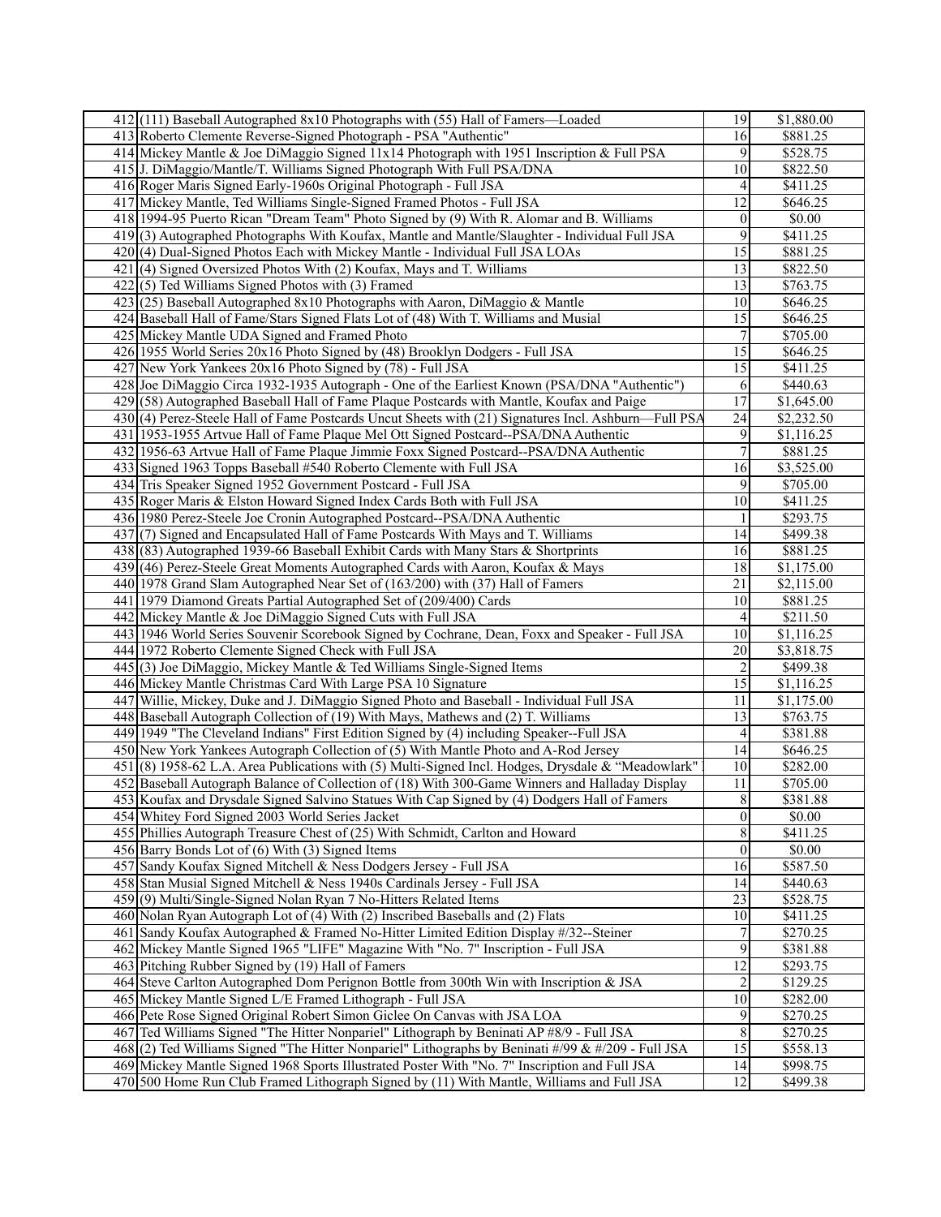| | | | |
|---|---|---|---|
| 412 | (111) Baseball Autographed 8x10 Photographs with (55) Hall of Famers—Loaded | 19 | $1,880.00 |
| 413 | Roberto Clemente Reverse-Signed Photograph - PSA "Authentic" | 16 | $881.25 |
| 414 | Mickey Mantle & Joe DiMaggio Signed 11x14 Photograph with 1951 Inscription & Full PSA | 9 | $528.75 |
| 415 | J. DiMaggio/Mantle/T. Williams Signed Photograph With Full PSA/DNA | 10 | $822.50 |
| 416 | Roger Maris Signed Early-1960s Original Photograph - Full JSA | 4 | $411.25 |
| 417 | Mickey Mantle, Ted Williams Single-Signed Framed Photos - Full JSA | 12 | $646.25 |
| 418 | 1994-95 Puerto Rican "Dream Team" Photo Signed by (9) With R. Alomar and B. Williams | 0 | $0.00 |
| 419 | (3) Autographed Photographs With Koufax, Mantle and Mantle/Slaughter - Individual Full JSA | 9 | $411.25 |
| 420 | (4) Dual-Signed Photos Each with Mickey Mantle - Individual Full JSA LOAs | 15 | $881.25 |
| 421 | (4) Signed Oversized Photos With (2) Koufax, Mays and T. Williams | 13 | $822.50 |
| 422 | (5) Ted Williams Signed Photos with (3) Framed | 13 | $763.75 |
| 423 | (25) Baseball Autographed 8x10 Photographs with Aaron, DiMaggio & Mantle | 10 | $646.25 |
| 424 | Baseball Hall of Fame/Stars Signed Flats Lot of (48) With T. Williams and Musial | 15 | $646.25 |
| 425 | Mickey Mantle UDA Signed and Framed Photo | 7 | $705.00 |
| 426 | 1955 World Series 20x16 Photo Signed by (48) Brooklyn Dodgers - Full JSA | 15 | $646.25 |
| 427 | New York Yankees 20x16 Photo Signed by (78) - Full JSA | 15 | $411.25 |
| 428 | Joe DiMaggio Circa 1932-1935 Autograph - One of the Earliest Known (PSA/DNA "Authentic") | 6 | $440.63 |
| 429 | (58) Autographed Baseball Hall of Fame Plaque Postcards with Mantle, Koufax and Paige | 17 | $1,645.00 |
| 430 | (4) Perez-Steele Hall of Fame Postcards Uncut Sheets with (21) Signatures Incl. Ashburn—Full PSA | 24 | $2,232.50 |
| 431 | 1953-1955 Artvue Hall of Fame Plaque Mel Ott Signed Postcard--PSA/DNA Authentic | 9 | $1,116.25 |
| 432 | 1956-63 Artvue Hall of Fame Plaque Jimmie Foxx Signed Postcard--PSA/DNA Authentic | 7 | $881.25 |
| 433 | Signed 1963 Topps Baseball #540 Roberto Clemente with Full JSA | 16 | $3,525.00 |
| 434 | Tris Speaker Signed 1952 Government Postcard - Full JSA | 9 | $705.00 |
| 435 | Roger Maris & Elston Howard Signed Index Cards Both with Full JSA | 10 | $411.25 |
| 436 | 1980 Perez-Steele Joe Cronin Autographed Postcard--PSA/DNA Authentic | 1 | $293.75 |
| 437 | (7) Signed and Encapsulated Hall of Fame Postcards With Mays and T. Williams | 14 | $499.38 |
| 438 | (83) Autographed 1939-66 Baseball Exhibit Cards with Many Stars & Shortprints | 16 | $881.25 |
| 439 | (46) Perez-Steele Great Moments Autographed Cards with Aaron, Koufax & Mays | 18 | $1,175.00 |
| 440 | 1978 Grand Slam Autographed Near Set of (163/200) with (37) Hall of Famers | 21 | $2,115.00 |
| 441 | 1979 Diamond Greats Partial Autographed Set of (209/400) Cards | 10 | $881.25 |
| 442 | Mickey Mantle & Joe DiMaggio Signed Cuts with Full JSA | 4 | $211.50 |
| 443 | 1946 World Series Souvenir Scorebook Signed by Cochrane, Dean, Foxx and Speaker - Full JSA | 10 | $1,116.25 |
| 444 | 1972 Roberto Clemente Signed Check with Full JSA | 20 | $3,818.75 |
| 445 | (3) Joe DiMaggio, Mickey Mantle & Ted Williams Single-Signed Items | 2 | $499.38 |
| 446 | Mickey Mantle Christmas Card With Large PSA 10 Signature | 15 | $1,116.25 |
| 447 | Willie, Mickey, Duke and J. DiMaggio Signed Photo and Baseball - Individual Full JSA | 11 | $1,175.00 |
| 448 | Baseball Autograph Collection of (19) With Mays, Mathews and (2) T. Williams | 13 | $763.75 |
| 449 | 1949 "The Cleveland Indians" First Edition Signed by (4) including Speaker--Full JSA | 4 | $381.88 |
| 450 | New York Yankees Autograph Collection of (5) With Mantle Photo and A-Rod Jersey | 14 | $646.25 |
| 451 | (8) 1958-62 L.A. Area Publications with (5) Multi-Signed Incl. Hodges, Drysdale & "Meadowlark" | 10 | $282.00 |
| 452 | Baseball Autograph Balance of Collection of (18) With 300-Game Winners and Halladay Display | 11 | $705.00 |
| 453 | Koufax and Drysdale Signed Salvino Statues With Cap Signed by (4) Dodgers Hall of Famers | 8 | $381.88 |
| 454 | Whitey Ford Signed 2003 World Series Jacket | 0 | $0.00 |
| 455 | Phillies Autograph Treasure Chest of (25) With Schmidt, Carlton and Howard | 8 | $411.25 |
| 456 | Barry Bonds Lot of (6) With (3) Signed Items | 0 | $0.00 |
| 457 | Sandy Koufax Signed Mitchell & Ness Dodgers Jersey - Full JSA | 16 | $587.50 |
| 458 | Stan Musial Signed Mitchell & Ness 1940s Cardinals Jersey - Full JSA | 14 | $440.63 |
| 459 | (9) Multi/Single-Signed Nolan Ryan 7 No-Hitters Related Items | 23 | $528.75 |
| 460 | Nolan Ryan Autograph Lot of (4) With (2) Inscribed Baseballs and (2) Flats | 10 | $411.25 |
| 461 | Sandy Koufax Autographed & Framed No-Hitter Limited Edition Display #/32--Steiner | 7 | $270.25 |
| 462 | Mickey Mantle Signed 1965 "LIFE" Magazine With "No. 7" Inscription - Full JSA | 9 | $381.88 |
| 463 | Pitching Rubber Signed by (19) Hall of Famers | 12 | $293.75 |
| 464 | Steve Carlton Autographed Dom Perignon Bottle from 300th Win with Inscription & JSA | 2 | $129.25 |
| 465 | Mickey Mantle Signed L/E Framed Lithograph - Full JSA | 10 | $282.00 |
| 466 | Pete Rose Signed Original Robert Simon Giclee On Canvas with JSA LOA | 9 | $270.25 |
| 467 | Ted Williams Signed "The Hitter Nonpariel" Lithograph by Beninati AP #8/9 - Full JSA | 8 | $270.25 |
| 468 | (2) Ted Williams Signed "The Hitter Nonpariel" Lithographs by Beninati #/99 & #/209 - Full JSA | 15 | $558.13 |
| 469 | Mickey Mantle Signed 1968 Sports Illustrated Poster With "No. 7" Inscription and Full JSA | 14 | $998.75 |
| 470 | 500 Home Run Club Framed Lithograph Signed by (11) With Mantle, Williams and Full JSA | 12 | $499.38 |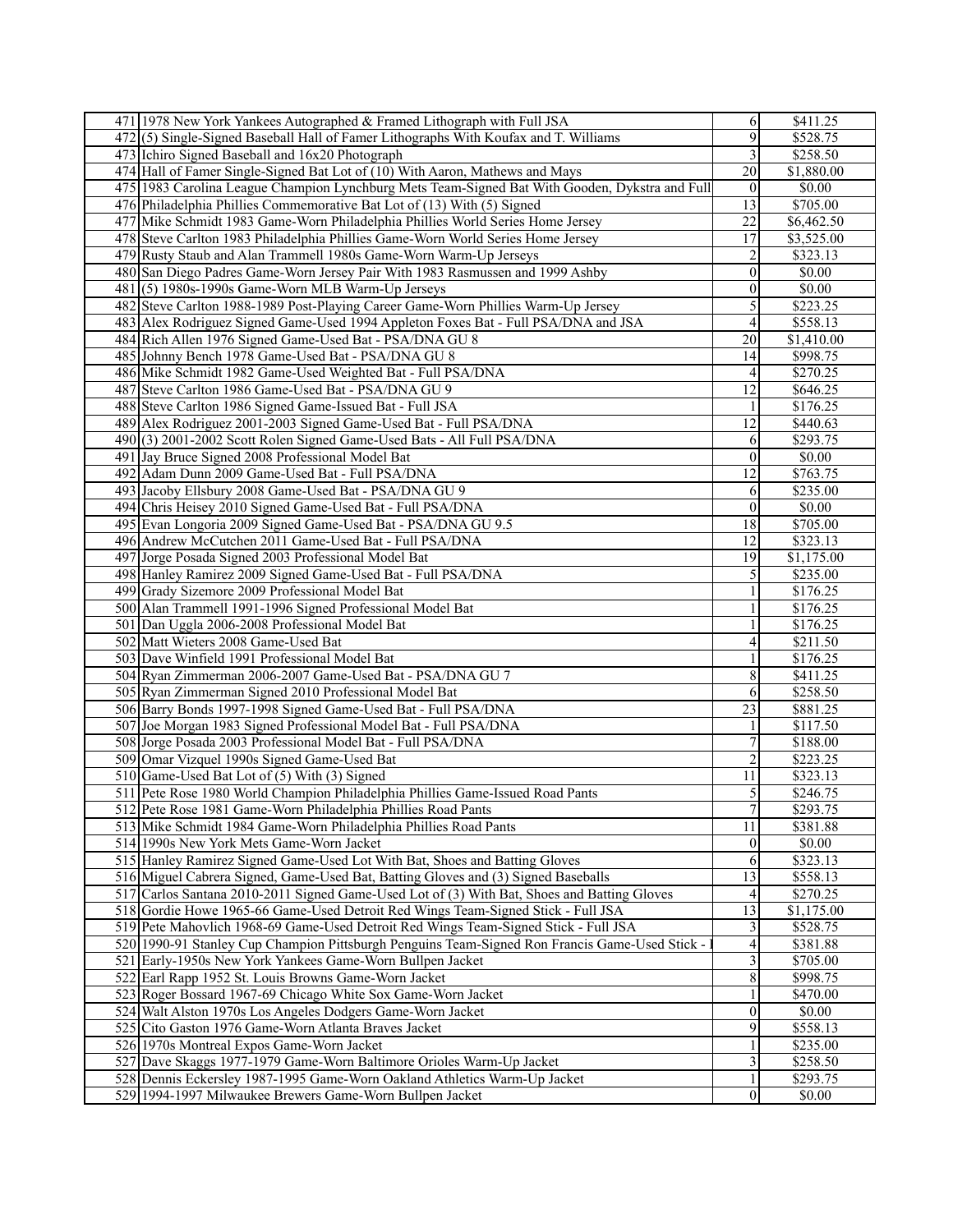| | | | |
|---|---|---|---|
| 471 | 1978 New York Yankees Autographed & Framed Lithograph with Full JSA | 6 | $411.25 |
| 472 | (5) Single-Signed Baseball Hall of Famer Lithographs With Koufax and T. Williams | 9 | $528.75 |
| 473 | Ichiro Signed Baseball and 16x20 Photograph | 3 | $258.50 |
| 474 | Hall of Famer Single-Signed Bat Lot of (10) With Aaron, Mathews and Mays | 20 | $1,880.00 |
| 475 | 1983 Carolina League Champion Lynchburg Mets Team-Signed Bat With Gooden, Dykstra and Full | 0 | $0.00 |
| 476 | Philadelphia Phillies Commemorative Bat Lot of (13) With (5) Signed | 13 | $705.00 |
| 477 | Mike Schmidt 1983 Game-Worn Philadelphia Phillies World Series Home Jersey | 22 | $6,462.50 |
| 478 | Steve Carlton 1983 Philadelphia Phillies Game-Worn World Series Home Jersey | 17 | $3,525.00 |
| 479 | Rusty Staub and Alan Trammell 1980s Game-Worn Warm-Up Jerseys | 2 | $323.13 |
| 480 | San Diego Padres Game-Worn Jersey Pair With 1983 Rasmussen and 1999 Ashby | 0 | $0.00 |
| 481 | (5) 1980s-1990s Game-Worn MLB Warm-Up Jerseys | 0 | $0.00 |
| 482 | Steve Carlton 1988-1989 Post-Playing Career Game-Worn Phillies Warm-Up Jersey | 5 | $223.25 |
| 483 | Alex Rodriguez Signed Game-Used 1994 Appleton Foxes Bat - Full PSA/DNA and JSA | 4 | $558.13 |
| 484 | Rich Allen 1976 Signed Game-Used Bat - PSA/DNA GU 8 | 20 | $1,410.00 |
| 485 | Johnny Bench 1978 Game-Used Bat - PSA/DNA GU 8 | 14 | $998.75 |
| 486 | Mike Schmidt 1982 Game-Used Weighted Bat - Full PSA/DNA | 4 | $270.25 |
| 487 | Steve Carlton 1986 Game-Used Bat - PSA/DNA GU 9 | 12 | $646.25 |
| 488 | Steve Carlton 1986 Signed Game-Issued Bat - Full JSA | 1 | $176.25 |
| 489 | Alex Rodriguez 2001-2003 Signed Game-Used Bat - Full PSA/DNA | 12 | $440.63 |
| 490 | (3) 2001-2002 Scott Rolen Signed Game-Used Bats - All Full PSA/DNA | 6 | $293.75 |
| 491 | Jay Bruce Signed 2008 Professional Model Bat | 0 | $0.00 |
| 492 | Adam Dunn 2009 Game-Used Bat - Full PSA/DNA | 12 | $763.75 |
| 493 | Jacoby Ellsbury 2008 Game-Used Bat - PSA/DNA GU 9 | 6 | $235.00 |
| 494 | Chris Heisey 2010 Signed Game-Used Bat - Full PSA/DNA | 0 | $0.00 |
| 495 | Evan Longoria 2009 Signed Game-Used Bat - PSA/DNA GU 9.5 | 18 | $705.00 |
| 496 | Andrew McCutchen 2011 Game-Used Bat - Full PSA/DNA | 12 | $323.13 |
| 497 | Jorge Posada Signed 2003 Professional Model Bat | 19 | $1,175.00 |
| 498 | Hanley Ramirez 2009 Signed Game-Used Bat - Full PSA/DNA | 5 | $235.00 |
| 499 | Grady Sizemore 2009 Professional Model Bat | 1 | $176.25 |
| 500 | Alan Trammell 1991-1996 Signed Professional Model Bat | 1 | $176.25 |
| 501 | Dan Uggla 2006-2008 Professional Model Bat | 1 | $176.25 |
| 502 | Matt Wieters 2008 Game-Used Bat | 4 | $211.50 |
| 503 | Dave Winfield 1991 Professional Model Bat | 1 | $176.25 |
| 504 | Ryan Zimmerman 2006-2007 Game-Used Bat - PSA/DNA GU 7 | 8 | $411.25 |
| 505 | Ryan Zimmerman Signed 2010 Professional Model Bat | 6 | $258.50 |
| 506 | Barry Bonds 1997-1998 Signed Game-Used Bat - Full PSA/DNA | 23 | $881.25 |
| 507 | Joe Morgan 1983 Signed Professional Model Bat - Full PSA/DNA | 1 | $117.50 |
| 508 | Jorge Posada 2003 Professional Model Bat - Full PSA/DNA | 7 | $188.00 |
| 509 | Omar Vizquel 1990s Signed Game-Used Bat | 2 | $223.25 |
| 510 | Game-Used Bat Lot of (5) With (3) Signed | 11 | $323.13 |
| 511 | Pete Rose 1980 World Champion Philadelphia Phillies Game-Issued Road Pants | 5 | $246.75 |
| 512 | Pete Rose 1981 Game-Worn Philadelphia Phillies Road Pants | 7 | $293.75 |
| 513 | Mike Schmidt 1984 Game-Worn Philadelphia Phillies Road Pants | 11 | $381.88 |
| 514 | 1990s New York Mets Game-Worn Jacket | 0 | $0.00 |
| 515 | Hanley Ramirez Signed Game-Used Lot With Bat, Shoes and Batting Gloves | 6 | $323.13 |
| 516 | Miguel Cabrera Signed, Game-Used Bat, Batting Gloves and (3) Signed Baseballs | 13 | $558.13 |
| 517 | Carlos Santana 2010-2011 Signed Game-Used Lot of (3) With Bat, Shoes and Batting Gloves | 4 | $270.25 |
| 518 | Gordie Howe 1965-66 Game-Used Detroit Red Wings Team-Signed Stick - Full JSA | 13 | $1,175.00 |
| 519 | Pete Mahovlich 1968-69 Game-Used Detroit Red Wings Team-Signed Stick - Full JSA | 3 | $528.75 |
| 520 | 1990-91 Stanley Cup Champion Pittsburgh Penguins Team-Signed Ron Francis Game-Used Stick - I | 4 | $381.88 |
| 521 | Early-1950s New York Yankees Game-Worn Bullpen Jacket | 3 | $705.00 |
| 522 | Earl Rapp 1952 St. Louis Browns Game-Worn Jacket | 8 | $998.75 |
| 523 | Roger Bossard 1967-69 Chicago White Sox Game-Worn Jacket | 1 | $470.00 |
| 524 | Walt Alston 1970s Los Angeles Dodgers Game-Worn Jacket | 0 | $0.00 |
| 525 | Cito Gaston 1976 Game-Worn Atlanta Braves Jacket | 9 | $558.13 |
| 526 | 1970s Montreal Expos Game-Worn Jacket | 1 | $235.00 |
| 527 | Dave Skaggs 1977-1979 Game-Worn Baltimore Orioles Warm-Up Jacket | 3 | $258.50 |
| 528 | Dennis Eckersley 1987-1995 Game-Worn Oakland Athletics Warm-Up Jacket | 1 | $293.75 |
| 529 | 1994-1997 Milwaukee Brewers Game-Worn Bullpen Jacket | 0 | $0.00 |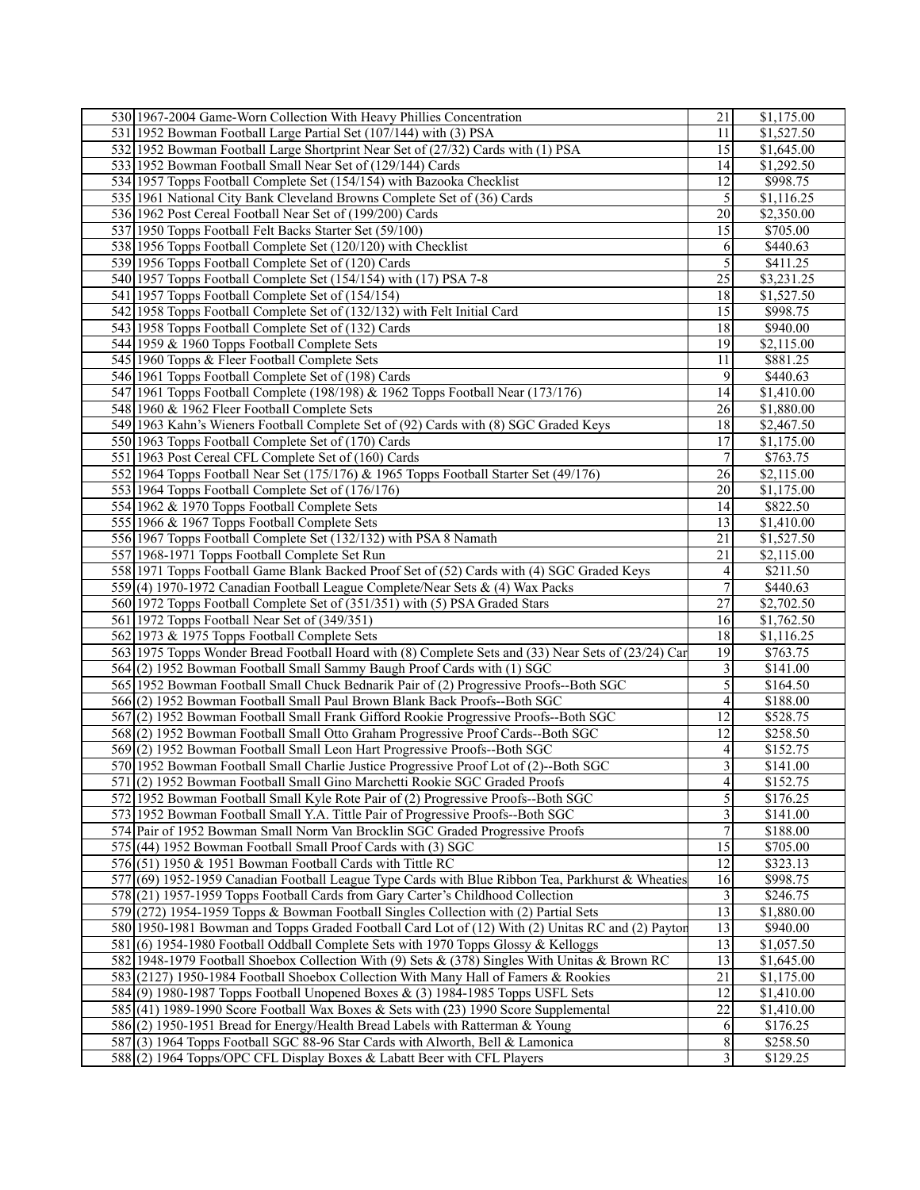| | | | |
|---|---|---|---|
| 530 | 1967-2004 Game-Worn Collection With Heavy Phillies Concentration | 21 | $1,175.00 |
| 531 | 1952 Bowman Football Large Partial Set (107/144) with (3) PSA | 11 | $1,527.50 |
| 532 | 1952 Bowman Football Large Shortprint Near Set of (27/32) Cards with (1) PSA | 15 | $1,645.00 |
| 533 | 1952 Bowman Football Small Near Set of (129/144) Cards | 14 | $1,292.50 |
| 534 | 1957 Topps Football Complete Set (154/154) with Bazooka Checklist | 12 | $998.75 |
| 535 | 1961 National City Bank Cleveland Browns Complete Set of (36) Cards | 5 | $1,116.25 |
| 536 | 1962 Post Cereal Football Near Set of (199/200) Cards | 20 | $2,350.00 |
| 537 | 1950 Topps Football Felt Backs Starter Set (59/100) | 15 | $705.00 |
| 538 | 1956 Topps Football Complete Set (120/120) with Checklist | 6 | $440.63 |
| 539 | 1956 Topps Football Complete Set of (120) Cards | 5 | $411.25 |
| 540 | 1957 Topps Football Complete Set (154/154) with (17) PSA 7-8 | 25 | $3,231.25 |
| 541 | 1957 Topps Football Complete Set of (154/154) | 18 | $1,527.50 |
| 542 | 1958 Topps Football Complete Set of (132/132) with Felt Initial Card | 15 | $998.75 |
| 543 | 1958 Topps Football Complete Set of (132) Cards | 18 | $940.00 |
| 544 | 1959 & 1960 Topps Football Complete Sets | 19 | $2,115.00 |
| 545 | 1960 Topps & Fleer Football Complete Sets | 11 | $881.25 |
| 546 | 1961 Topps Football Complete Set of (198) Cards | 9 | $440.63 |
| 547 | 1961 Topps Football Complete (198/198) & 1962 Topps Football Near (173/176) | 14 | $1,410.00 |
| 548 | 1960 & 1962 Fleer Football Complete Sets | 26 | $1,880.00 |
| 549 | 1963 Kahn's Wieners Football Complete Set of (92) Cards with (8) SGC Graded Keys | 18 | $2,467.50 |
| 550 | 1963 Topps Football Complete Set of (170) Cards | 17 | $1,175.00 |
| 551 | 1963 Post Cereal CFL Complete Set of (160) Cards | 7 | $763.75 |
| 552 | 1964 Topps Football Near Set (175/176) & 1965 Topps Football Starter Set (49/176) | 26 | $2,115.00 |
| 553 | 1964 Topps Football Complete Set of (176/176) | 20 | $1,175.00 |
| 554 | 1962 & 1970 Topps Football Complete Sets | 14 | $822.50 |
| 555 | 1966 & 1967 Topps Football Complete Sets | 13 | $1,410.00 |
| 556 | 1967 Topps Football Complete Set (132/132) with PSA 8 Namath | 21 | $1,527.50 |
| 557 | 1968-1971 Topps Football Complete Set Run | 21 | $2,115.00 |
| 558 | 1971 Topps Football Game Blank Backed Proof Set of (52) Cards with (4) SGC Graded Keys | 4 | $211.50 |
| 559 | (4) 1970-1972 Canadian Football League Complete/Near Sets & (4) Wax Packs | 7 | $440.63 |
| 560 | 1972 Topps Football Complete Set of (351/351) with (5) PSA Graded Stars | 27 | $2,702.50 |
| 561 | 1972 Topps Football Near Set of (349/351) | 16 | $1,762.50 |
| 562 | 1973 & 1975 Topps Football Complete Sets | 18 | $1,116.25 |
| 563 | 1975 Topps Wonder Bread Football Hoard with (8) Complete Sets and (33) Near Sets of (23/24) Car | 19 | $763.75 |
| 564 | (2) 1952 Bowman Football Small Sammy Baugh Proof Cards with (1) SGC | 3 | $141.00 |
| 565 | 1952 Bowman Football Small Chuck Bednarik Pair of (2) Progressive Proofs--Both SGC | 5 | $164.50 |
| 566 | (2) 1952 Bowman Football Small Paul Brown Blank Back Proofs--Both SGC | 4 | $188.00 |
| 567 | (2) 1952 Bowman Football Small Frank Gifford Rookie Progressive Proofs--Both SGC | 12 | $528.75 |
| 568 | (2) 1952 Bowman Football Small Otto Graham Progressive Proof Cards--Both SGC | 12 | $258.50 |
| 569 | (2) 1952 Bowman Football Small Leon Hart Progressive Proofs--Both SGC | 4 | $152.75 |
| 570 | 1952 Bowman Football Small Charlie Justice Progressive Proof Lot of (2)--Both SGC | 3 | $141.00 |
| 571 | (2) 1952 Bowman Football Small Gino Marchetti Rookie SGC Graded Proofs | 4 | $152.75 |
| 572 | 1952 Bowman Football Small Kyle Rote Pair of (2) Progressive Proofs--Both SGC | 5 | $176.25 |
| 573 | 1952 Bowman Football Small Y.A. Tittle Pair of Progressive Proofs--Both SGC | 3 | $141.00 |
| 574 | Pair of 1952 Bowman Small Norm Van Brocklin SGC Graded Progressive Proofs | 7 | $188.00 |
| 575 | (44) 1952 Bowman Football Small Proof Cards with (3) SGC | 15 | $705.00 |
| 576 | (51) 1950 & 1951 Bowman Football Cards with Tittle RC | 12 | $323.13 |
| 577 | (69) 1952-1959 Canadian Football League Type Cards with Blue Ribbon Tea, Parkhurst & Wheaties | 16 | $998.75 |
| 578 | (21) 1957-1959 Topps Football Cards from Gary Carter's Childhood Collection | 3 | $246.75 |
| 579 | (272) 1954-1959 Topps & Bowman Football Singles Collection with (2) Partial Sets | 13 | $1,880.00 |
| 580 | 1950-1981 Bowman and Topps Graded Football Card Lot of (12) With (2) Unitas RC and (2) Payton | 13 | $940.00 |
| 581 | (6) 1954-1980 Football Oddball Complete Sets with 1970 Topps Glossy & Kelloggs | 13 | $1,057.50 |
| 582 | 1948-1979 Football Shoebox Collection With (9) Sets & (378) Singles With Unitas & Brown RC | 13 | $1,645.00 |
| 583 | (2127) 1950-1984 Football Shoebox Collection With Many Hall of Famers & Rookies | 21 | $1,175.00 |
| 584 | (9) 1980-1987 Topps Football Unopened Boxes & (3) 1984-1985 Topps USFL Sets | 12 | $1,410.00 |
| 585 | (41) 1989-1990 Score Football Wax Boxes & Sets with (23) 1990 Score Supplemental | 22 | $1,410.00 |
| 586 | (2) 1950-1951 Bread for Energy/Health Bread Labels with Ratterman & Young | 6 | $176.25 |
| 587 | (3) 1964 Topps Football SGC 88-96 Star Cards with Alworth, Bell & Lamonica | 8 | $258.50 |
| 588 | (2) 1964 Topps/OPC CFL Display Boxes & Labatt Beer with CFL Players | 3 | $129.25 |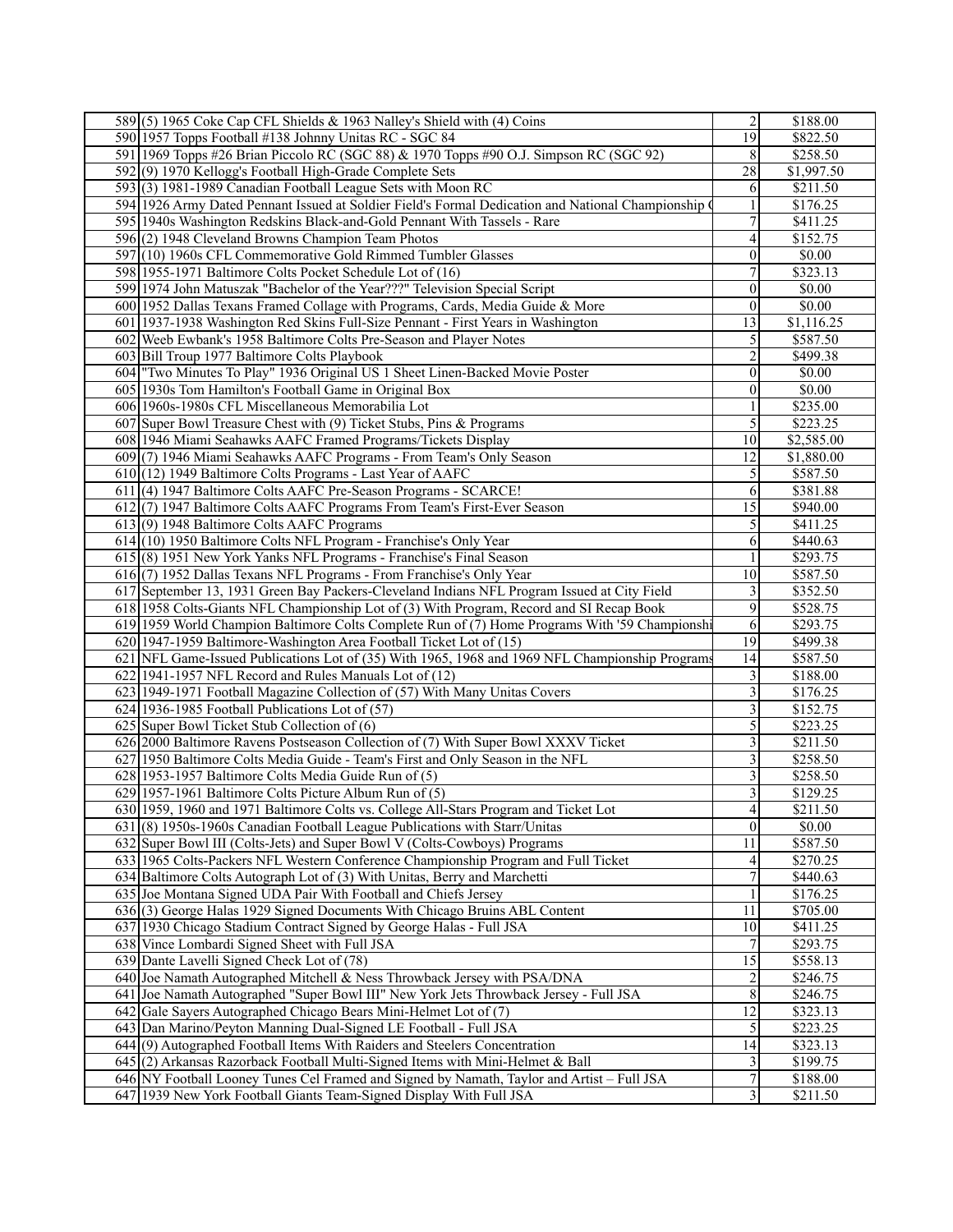| | | | |
|---|---|---|---|
| 589 | (5) 1965 Coke Cap CFL Shields & 1963 Nalley's Shield with (4) Coins | 2 | $188.00 |
| 590 | 1957 Topps Football #138 Johnny Unitas RC - SGC 84 | 19 | $822.50 |
| 591 | 1969 Topps #26 Brian Piccolo RC (SGC 88) & 1970 Topps #90 O.J. Simpson RC (SGC 92) | 8 | $258.50 |
| 592 | (9) 1970 Kellogg's Football High-Grade Complete Sets | 28 | $1,997.50 |
| 593 | (3) 1981-1989 Canadian Football League Sets with Moon RC | 6 | $211.50 |
| 594 | 1926 Army Dated Pennant Issued at Soldier Field's Formal Dedication and National Championship ( | 1 | $176.25 |
| 595 | 1940s Washington Redskins Black-and-Gold Pennant With Tassels - Rare | 7 | $411.25 |
| 596 | (2) 1948 Cleveland Browns Champion Team Photos | 4 | $152.75 |
| 597 | (10) 1960s CFL Commemorative Gold Rimmed Tumbler Glasses | 0 | $0.00 |
| 598 | 1955-1971 Baltimore Colts Pocket Schedule Lot of (16) | 7 | $323.13 |
| 599 | 1974 John Matuszak "Bachelor of the Year???" Television Special Script | 0 | $0.00 |
| 600 | 1952 Dallas Texans Framed Collage with Programs, Cards, Media Guide & More | 0 | $0.00 |
| 601 | 1937-1938 Washington Red Skins Full-Size Pennant - First Years in Washington | 13 | $1,116.25 |
| 602 | Weeb Ewbank's 1958 Baltimore Colts Pre-Season and Player Notes | 5 | $587.50 |
| 603 | Bill Troup 1977 Baltimore Colts Playbook | 2 | $499.38 |
| 604 | "Two Minutes To Play" 1936 Original US 1 Sheet Linen-Backed Movie Poster | 0 | $0.00 |
| 605 | 1930s Tom Hamilton's Football Game in Original Box | 0 | $0.00 |
| 606 | 1960s-1980s CFL Miscellaneous Memorabilia Lot | 1 | $235.00 |
| 607 | Super Bowl Treasure Chest with (9) Ticket Stubs, Pins & Programs | 5 | $223.25 |
| 608 | 1946 Miami Seahawks AAFC Framed Programs/Tickets Display | 10 | $2,585.00 |
| 609 | (7) 1946 Miami Seahawks AAFC Programs - From Team's Only Season | 12 | $1,880.00 |
| 610 | (12) 1949 Baltimore Colts Programs - Last Year of AAFC | 5 | $587.50 |
| 611 | (4) 1947 Baltimore Colts AAFC Pre-Season Programs - SCARCE! | 6 | $381.88 |
| 612 | (7) 1947 Baltimore Colts AAFC Programs From Team's First-Ever Season | 15 | $940.00 |
| 613 | (9) 1948 Baltimore Colts AAFC Programs | 5 | $411.25 |
| 614 | (10) 1950 Baltimore Colts NFL Program - Franchise's Only Year | 6 | $440.63 |
| 615 | (8) 1951 New York Yanks NFL Programs - Franchise's Final Season | 1 | $293.75 |
| 616 | (7) 1952 Dallas Texans NFL Programs - From Franchise's Only Year | 10 | $587.50 |
| 617 | September 13, 1931 Green Bay Packers-Cleveland Indians NFL Program Issued at City Field | 3 | $352.50 |
| 618 | 1958 Colts-Giants NFL Championship Lot of (3) With Program, Record and SI Recap Book | 9 | $528.75 |
| 619 | 1959 World Champion Baltimore Colts Complete Run of (7) Home Programs With '59 Championshi | 6 | $293.75 |
| 620 | 1947-1959 Baltimore-Washington Area Football Ticket Lot of (15) | 19 | $499.38 |
| 621 | NFL Game-Issued Publications Lot of (35) With 1965, 1968 and 1969 NFL Championship Programs | 14 | $587.50 |
| 622 | 1941-1957 NFL Record and Rules Manuals Lot of (12) | 3 | $188.00 |
| 623 | 1949-1971 Football Magazine Collection of (57) With Many Unitas Covers | 3 | $176.25 |
| 624 | 1936-1985 Football Publications Lot of (57) | 3 | $152.75 |
| 625 | Super Bowl Ticket Stub Collection of (6) | 5 | $223.25 |
| 626 | 2000 Baltimore Ravens Postseason Collection of (7) With Super Bowl XXXV Ticket | 3 | $211.50 |
| 627 | 1950 Baltimore Colts Media Guide - Team's First and Only Season in the NFL | 3 | $258.50 |
| 628 | 1953-1957 Baltimore Colts Media Guide Run of (5) | 3 | $258.50 |
| 629 | 1957-1961 Baltimore Colts Picture Album Run of (5) | 3 | $129.25 |
| 630 | 1959, 1960 and 1971 Baltimore Colts vs. College All-Stars Program and Ticket Lot | 4 | $211.50 |
| 631 | (8) 1950s-1960s Canadian Football League Publications with Starr/Unitas | 0 | $0.00 |
| 632 | Super Bowl III (Colts-Jets) and Super Bowl V (Colts-Cowboys) Programs | 11 | $587.50 |
| 633 | 1965 Colts-Packers NFL Western Conference Championship Program and Full Ticket | 4 | $270.25 |
| 634 | Baltimore Colts Autograph Lot of (3) With Unitas, Berry and Marchetti | 7 | $440.63 |
| 635 | Joe Montana Signed UDA Pair With Football and Chiefs Jersey | 1 | $176.25 |
| 636 | (3) George Halas 1929 Signed Documents With Chicago Bruins ABL Content | 11 | $705.00 |
| 637 | 1930 Chicago Stadium Contract Signed by George Halas - Full JSA | 10 | $411.25 |
| 638 | Vince Lombardi Signed Sheet with Full JSA | 7 | $293.75 |
| 639 | Dante Lavelli Signed Check Lot of (78) | 15 | $558.13 |
| 640 | Joe Namath Autographed Mitchell & Ness Throwback Jersey with PSA/DNA | 2 | $246.75 |
| 641 | Joe Namath Autographed "Super Bowl III" New York Jets Throwback Jersey - Full JSA | 8 | $246.75 |
| 642 | Gale Sayers Autographed Chicago Bears Mini-Helmet Lot of (7) | 12 | $323.13 |
| 643 | Dan Marino/Peyton Manning Dual-Signed LE Football - Full JSA | 5 | $223.25 |
| 644 | (9) Autographed Football Items With Raiders and Steelers Concentration | 14 | $323.13 |
| 645 | (2) Arkansas Razorback Football Multi-Signed Items with Mini-Helmet & Ball | 3 | $199.75 |
| 646 | NY Football Looney Tunes Cel Framed and Signed by Namath, Taylor and Artist – Full JSA | 7 | $188.00 |
| 647 | 1939 New York Football Giants Team-Signed Display With Full JSA | 3 | $211.50 |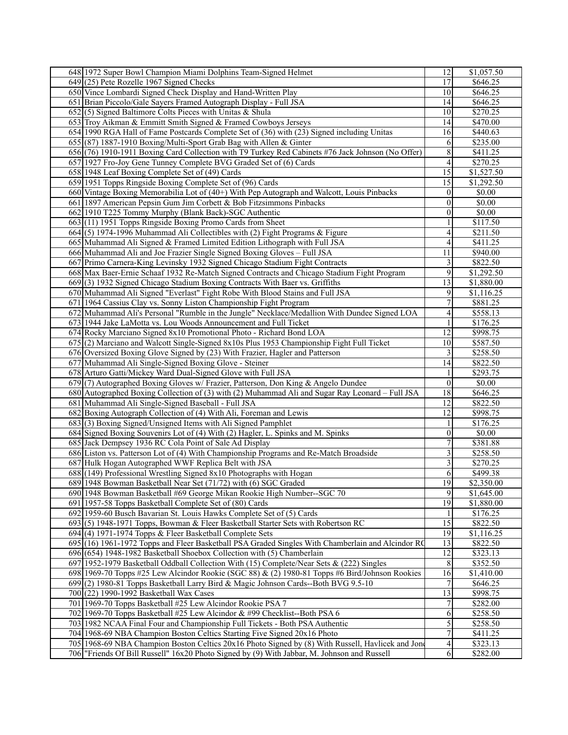| | | | |
|---|---|---|---|
| 648 | 1972 Super Bowl Champion Miami Dolphins Team-Signed Helmet | 12 | $1,057.50 |
| 649 | (25) Pete Rozelle 1967 Signed Checks | 17 | $646.25 |
| 650 | Vince Lombardi Signed Check Display and Hand-Written Play | 10 | $646.25 |
| 651 | Brian Piccolo/Gale Sayers Framed Autograph Display - Full JSA | 14 | $646.25 |
| 652 | (5) Signed Baltimore Colts Pieces with Unitas & Shula | 10 | $270.25 |
| 653 | Troy Aikman & Emmitt Smith Signed & Framed Cowboys Jerseys | 14 | $470.00 |
| 654 | 1990 RGA Hall of Fame Postcards Complete Set of (36) with (23) Signed including Unitas | 16 | $440.63 |
| 655 | (87) 1887-1910 Boxing/Multi-Sport Grab Bag with Allen & Ginter | 6 | $235.00 |
| 656 | (76) 1910-1911 Boxing Card Collection with T9 Turkey Red Cabinets #76 Jack Johnson (No Offer) | 8 | $411.25 |
| 657 | 1927 Fro-Joy Gene Tunney Complete BVG Graded Set of (6) Cards | 4 | $270.25 |
| 658 | 1948 Leaf Boxing Complete Set of (49) Cards | 15 | $1,527.50 |
| 659 | 1951 Topps Ringside Boxing Complete Set of (96) Cards | 15 | $1,292.50 |
| 660 | Vintage Boxing Memorabilia Lot of (40+) With Pep Autograph and Walcott, Louis Pinbacks | 0 | $0.00 |
| 661 | 1897 American Pepsin Gum Jim Corbett & Bob Fitzsimmons Pinbacks | 0 | $0.00 |
| 662 | 1910 T225 Tommy Murphy (Blank Back)-SGC Authentic | 0 | $0.00 |
| 663 | (11) 1951 Topps Ringside Boxing Promo Cards from Sheet | 1 | $117.50 |
| 664 | (5) 1974-1996 Muhammad Ali Collectibles with (2) Fight Programs & Figure | 4 | $211.50 |
| 665 | Muhammad Ali Signed & Framed Limited Edition Lithograph with Full JSA | 4 | $411.25 |
| 666 | Muhammad Ali and Joe Frazier Single Signed Boxing Gloves – Full JSA | 11 | $940.00 |
| 667 | Primo Carnera-King Levinsky 1932 Signed Chicago Stadium Fight Contracts | 3 | $822.50 |
| 668 | Max Baer-Ernie Schaaf 1932 Re-Match Signed Contracts and Chicago Stadium Fight Program | 9 | $1,292.50 |
| 669 | (3) 1932 Signed Chicago Stadium Boxing Contracts With Baer vs. Griffiths | 13 | $1,880.00 |
| 670 | Muhammad Ali Signed "Everlast" Fight Robe With Blood Stains and Full JSA | 9 | $1,116.25 |
| 671 | 1964 Cassius Clay vs. Sonny Liston Championship Fight Program | 7 | $881.25 |
| 672 | Muhammad Ali's Personal "Rumble in the Jungle" Necklace/Medallion With Dundee Signed LOA | 4 | $558.13 |
| 673 | 1944 Jake LaMotta vs. Lou Woods Announcement and Full Ticket | 1 | $176.25 |
| 674 | Rocky Marciano Signed 8x10 Promotional Photo - Richard Bond LOA | 12 | $998.75 |
| 675 | (2) Marciano and Walcott Single-Signed 8x10s Plus 1953 Championship Fight Full Ticket | 10 | $587.50 |
| 676 | Oversized Boxing Glove Signed by (23) With Frazier, Hagler and Patterson | 3 | $258.50 |
| 677 | Muhammad Ali Single-Signed Boxing Glove - Steiner | 14 | $822.50 |
| 678 | Arturo Gatti/Mickey Ward Dual-Signed Glove with Full JSA | 1 | $293.75 |
| 679 | (7) Autographed Boxing Gloves w/ Frazier, Patterson, Don King & Angelo Dundee | 0 | $0.00 |
| 680 | Autographed Boxing Collection of (3) with (2) Muhammad Ali and Sugar Ray Leonard – Full JSA | 18 | $646.25 |
| 681 | Muhammad Ali Single-Signed Baseball - Full JSA | 12 | $822.50 |
| 682 | Boxing Autograph Collection of (4) With Ali, Foreman and Lewis | 12 | $998.75 |
| 683 | (3) Boxing Signed/Unsigned Items with Ali Signed Pamphlet | 1 | $176.25 |
| 684 | Signed Boxing Souvenirs Lot of (4) With (2) Hagler, L. Spinks and M. Spinks | 0 | $0.00 |
| 685 | Jack Dempsey 1936 RC Cola Point of Sale Ad Display | 7 | $381.88 |
| 686 | Liston vs. Patterson Lot of (4) With Championship Programs and Re-Match Broadside | 3 | $258.50 |
| 687 | Hulk Hogan Autographed WWF Replica Belt with JSA | 3 | $270.25 |
| 688 | (149) Professional Wrestling Signed 8x10 Photographs with Hogan | 6 | $499.38 |
| 689 | 1948 Bowman Basketball Near Set (71/72) with (6) SGC Graded | 19 | $2,350.00 |
| 690 | 1948 Bowman Basketball #69 George Mikan Rookie High Number--SGC 70 | 9 | $1,645.00 |
| 691 | 1957-58 Topps Basketball Complete Set of (80) Cards | 19 | $1,880.00 |
| 692 | 1959-60 Busch Bavarian St. Louis Hawks Complete Set of (5) Cards | 1 | $176.25 |
| 693 | (5) 1948-1971 Topps, Bowman & Fleer Basketball Starter Sets with Robertson RC | 15 | $822.50 |
| 694 | (4) 1971-1974 Topps & Fleer Basketball Complete Sets | 19 | $1,116.25 |
| 695 | (16) 1961-1972 Topps and Fleer Basketball PSA Graded Singles With Chamberlain and Alcindor RC | 13 | $822.50 |
| 696 | (654) 1948-1982 Basketball Shoebox Collection with (5) Chamberlain | 12 | $323.13 |
| 697 | 1952-1979 Basketball Oddball Collection With (15) Complete/Near Sets & (222) Singles | 8 | $352.50 |
| 698 | 1969-70 Topps #25 Lew Alcindor Rookie (SGC 88) & (2) 1980-81 Topps #6 Bird/Johnson Rookies | 16 | $1,410.00 |
| 699 | (2) 1980-81 Topps Basketball Larry Bird & Magic Johnson Cards--Both BVG 9.5-10 | 7 | $646.25 |
| 700 | (22) 1990-1992 Basketball Wax Cases | 13 | $998.75 |
| 701 | 1969-70 Topps Basketball #25 Lew Alcindor Rookie PSA 7 | 7 | $282.00 |
| 702 | 1969-70 Topps Basketball #25 Lew Alcindor & #99 Checklist--Both PSA 6 | 6 | $258.50 |
| 703 | 1982 NCAA Final Four and Championship Full Tickets - Both PSA Authentic | 5 | $258.50 |
| 704 | 1968-69 NBA Champion Boston Celtics Starting Five Signed 20x16 Photo | 7 | $411.25 |
| 705 | 1968-69 NBA Champion Boston Celtics 20x16 Photo Signed by (8) With Russell, Havlicek and Jones | 4 | $323.13 |
| 706 | "Friends Of Bill Russell" 16x20 Photo Signed by (9) With Jabbar, M. Johnson and Russell | 6 | $282.00 |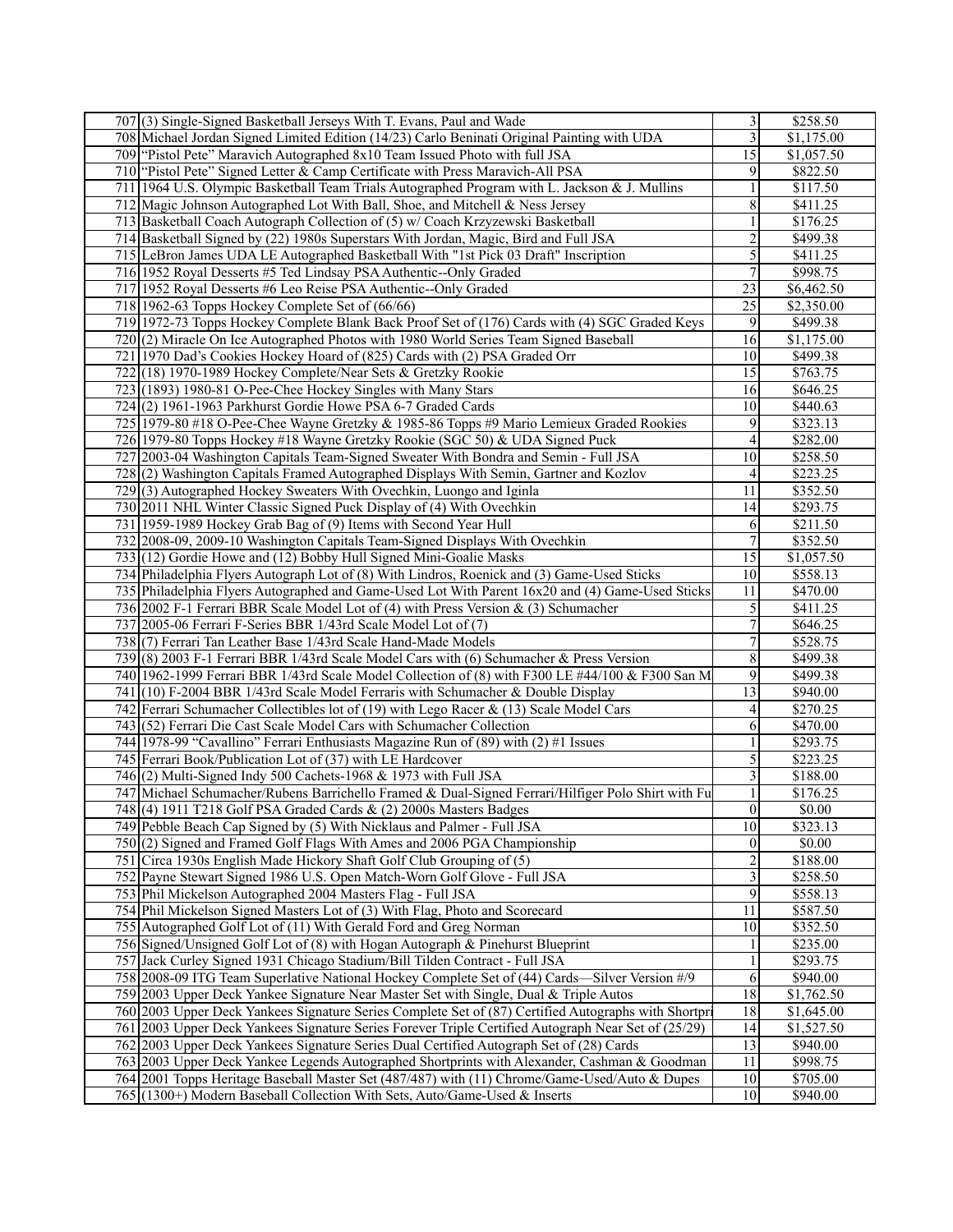| | | | |
|---|---|---|---|
| 707 | (3) Single-Signed Basketball Jerseys With T. Evans, Paul and Wade | 3 | $258.50 |
| 708 | Michael Jordan Signed Limited Edition (14/23) Carlo Beninati Original Painting with UDA | 3 | $1,175.00 |
| 709 | "Pistol Pete" Maravich Autographed 8x10 Team Issued Photo with full JSA | 15 | $1,057.50 |
| 710 | "Pistol Pete" Signed Letter & Camp Certificate with Press Maravich-All PSA | 9 | $822.50 |
| 711 | 1964 U.S. Olympic Basketball Team Trials Autographed Program with L. Jackson & J. Mullins | 1 | $117.50 |
| 712 | Magic Johnson Autographed Lot With Ball, Shoe, and Mitchell & Ness Jersey | 8 | $411.25 |
| 713 | Basketball Coach Autograph Collection of (5) w/ Coach Krzyzewski Basketball | 1 | $176.25 |
| 714 | Basketball Signed by (22) 1980s Superstars With Jordan, Magic, Bird and Full JSA | 2 | $499.38 |
| 715 | LeBron James UDA LE Autographed Basketball With "1st Pick 03 Draft" Inscription | 5 | $411.25 |
| 716 | 1952 Royal Desserts #5 Ted Lindsay PSA Authentic--Only Graded | 7 | $998.75 |
| 717 | 1952 Royal Desserts #6 Leo Reise PSA Authentic--Only Graded | 23 | $6,462.50 |
| 718 | 1962-63 Topps Hockey Complete Set of (66/66) | 25 | $2,350.00 |
| 719 | 1972-73 Topps Hockey Complete Blank Back Proof Set of (176) Cards with (4) SGC Graded Keys | 9 | $499.38 |
| 720 | (2) Miracle On Ice Autographed Photos with 1980 World Series Team Signed Baseball | 16 | $1,175.00 |
| 721 | 1970 Dad's Cookies Hockey Hoard of (825) Cards with (2) PSA Graded Orr | 10 | $499.38 |
| 722 | (18) 1970-1989 Hockey Complete/Near Sets & Gretzky Rookie | 15 | $763.75 |
| 723 | (1893) 1980-81 O-Pee-Chee Hockey Singles with Many Stars | 16 | $646.25 |
| 724 | (2) 1961-1963 Parkhurst Gordie Howe PSA 6-7 Graded Cards | 10 | $440.63 |
| 725 | 1979-80 #18 O-Pee-Chee Wayne Gretzky & 1985-86 Topps #9 Mario Lemieux Graded Rookies | 9 | $323.13 |
| 726 | 1979-80 Topps Hockey #18 Wayne Gretzky Rookie (SGC 50) & UDA Signed Puck | 4 | $282.00 |
| 727 | 2003-04 Washington Capitals Team-Signed Sweater With Bondra and Semin - Full JSA | 10 | $258.50 |
| 728 | (2) Washington Capitals Framed Autographed Displays With Semin, Gartner and Kozlov | 4 | $223.25 |
| 729 | (3) Autographed Hockey Sweaters With Ovechkin, Luongo and Iginla | 11 | $352.50 |
| 730 | 2011 NHL Winter Classic Signed Puck Display of (4) With Ovechkin | 14 | $293.75 |
| 731 | 1959-1989 Hockey Grab Bag of (9) Items with Second Year Hull | 6 | $211.50 |
| 732 | 2008-09, 2009-10 Washington Capitals Team-Signed Displays With Ovechkin | 7 | $352.50 |
| 733 | (12) Gordie Howe and (12) Bobby Hull Signed Mini-Goalie Masks | 15 | $1,057.50 |
| 734 | Philadelphia Flyers Autograph Lot of (8) With Lindros, Roenick and (3) Game-Used Sticks | 10 | $558.13 |
| 735 | Philadelphia Flyers Autographed and Game-Used Lot With Parent 16x20 and (4) Game-Used Sticks | 11 | $470.00 |
| 736 | 2002 F-1 Ferrari BBR Scale Model Lot of (4) with Press Version & (3) Schumacher | 5 | $411.25 |
| 737 | 2005-06 Ferrari F-Series BBR 1/43rd Scale Model Lot of (7) | 7 | $646.25 |
| 738 | (7) Ferrari Tan Leather Base 1/43rd Scale Hand-Made Models | 7 | $528.75 |
| 739 | (8) 2003 F-1 Ferrari BBR 1/43rd Scale Model Cars with (6) Schumacher & Press Version | 8 | $499.38 |
| 740 | 1962-1999 Ferrari BBR 1/43rd Scale Model Collection of (8) with F300 LE #44/100 & F300 San M | 9 | $499.38 |
| 741 | (10) F-2004 BBR 1/43rd Scale Model Ferraris with Schumacher & Double Display | 13 | $940.00 |
| 742 | Ferrari Schumacher Collectibles lot of (19) with Lego Racer & (13) Scale Model Cars | 4 | $270.25 |
| 743 | (52) Ferrari Die Cast Scale Model Cars with Schumacher Collection | 6 | $470.00 |
| 744 | 1978-99 "Cavallino" Ferrari Enthusiasts Magazine Run of (89) with (2) #1 Issues | 1 | $293.75 |
| 745 | Ferrari Book/Publication Lot of (37) with LE Hardcover | 5 | $223.25 |
| 746 | (2) Multi-Signed Indy 500 Cachets-1968 & 1973 with Full JSA | 3 | $188.00 |
| 747 | Michael Schumacher/Rubens Barrichello Framed & Dual-Signed Ferrari/Hilfiger Polo Shirt with Fu | 1 | $176.25 |
| 748 | (4) 1911 T218 Golf PSA Graded Cards & (2) 2000s Masters Badges | 0 | $0.00 |
| 749 | Pebble Beach Cap Signed by (5) With Nicklaus and Palmer - Full JSA | 10 | $323.13 |
| 750 | (2) Signed and Framed Golf Flags With Ames and 2006 PGA Championship | 0 | $0.00 |
| 751 | Circa 1930s English Made Hickory Shaft Golf Club Grouping of (5) | 2 | $188.00 |
| 752 | Payne Stewart Signed 1986 U.S. Open Match-Worn Golf Glove - Full JSA | 3 | $258.50 |
| 753 | Phil Mickelson Autographed 2004 Masters Flag - Full JSA | 9 | $558.13 |
| 754 | Phil Mickelson Signed Masters Lot of (3) With Flag, Photo and Scorecard | 11 | $587.50 |
| 755 | Autographed Golf Lot of (11) With Gerald Ford and Greg Norman | 10 | $352.50 |
| 756 | Signed/Unsigned Golf Lot of (8) with Hogan Autograph & Pinehurst Blueprint | 1 | $235.00 |
| 757 | Jack Curley Signed 1931 Chicago Stadium/Bill Tilden Contract - Full JSA | 1 | $293.75 |
| 758 | 2008-09 ITG Team Superlative National Hockey Complete Set of (44) Cards—Silver Version #/9 | 6 | $940.00 |
| 759 | 2003 Upper Deck Yankee Signature Near Master Set with Single, Dual & Triple Autos | 18 | $1,762.50 |
| 760 | 2003 Upper Deck Yankees Signature Series Complete Set of (87) Certified Autographs with Shortpr | 18 | $1,645.00 |
| 761 | 2003 Upper Deck Yankees Signature Series Forever Triple Certified Autograph Near Set of (25/29) | 14 | $1,527.50 |
| 762 | 2003 Upper Deck Yankees Signature Series Dual Certified Autograph Set of (28) Cards | 13 | $940.00 |
| 763 | 2003 Upper Deck Yankee Legends Autographed Shortprints with Alexander, Cashman & Goodman | 11 | $998.75 |
| 764 | 2001 Topps Heritage Baseball Master Set (487/487) with (11) Chrome/Game-Used/Auto & Dupes | 10 | $705.00 |
| 765 | (1300+) Modern Baseball Collection With Sets, Auto/Game-Used & Inserts | 10 | $940.00 |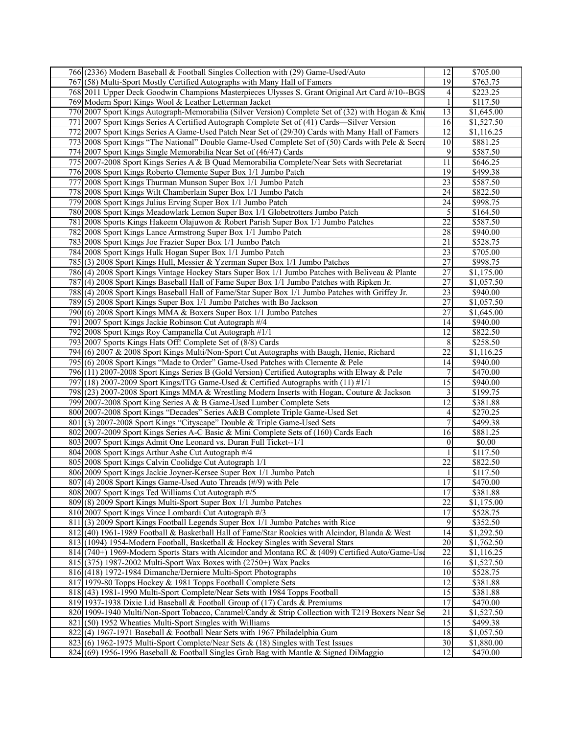| | | | |
|---|---|---|---|
| 766 | (2336) Modern Baseball & Football Singles Collection with (29) Game-Used/Auto | 12 | $705.00 |
| 767 | (58) Multi-Sport Mostly Certified Autographs with Many Hall of Famers | 19 | $763.75 |
| 768 | 2011 Upper Deck Goodwin Champions Masterpieces Ulysses S. Grant Original Art Card #/10--BGS | 4 | $223.25 |
| 769 | Modern Sport Kings Wool & Leather Letterman Jacket | 1 | $117.50 |
| 770 | 2007 Sport Kings Autograph-Memorabilia (Silver Version) Complete Set of (32) with Hogan & Knid | 13 | $1,645.00 |
| 771 | 2007 Sport Kings Series A Certified Autograph Complete Set of (41) Cards—Silver Version | 16 | $1,527.50 |
| 772 | 2007 Sport Kings Series A Game-Used Patch Near Set of (29/30) Cards with Many Hall of Famers | 12 | $1,116.25 |
| 773 | 2008 Sport Kings "The National" Double Game-Used Complete Set of (50) Cards with Pele & Secre | 10 | $881.25 |
| 774 | 2007 Sport Kings Single Memorabilia Near Set of (46/47) Cards | 9 | $587.50 |
| 775 | 2007-2008 Sport Kings Series A & B Quad Memorabilia Complete/Near Sets with Secretariat | 11 | $646.25 |
| 776 | 2008 Sport Kings Roberto Clemente Super Box 1/1 Jumbo Patch | 19 | $499.38 |
| 777 | 2008 Sport Kings Thurman Munson Super Box 1/1 Jumbo Patch | 23 | $587.50 |
| 778 | 2008 Sport Kings Wilt Chamberlain Super Box 1/1 Jumbo Patch | 24 | $822.50 |
| 779 | 2008 Sport Kings Julius Erving Super Box 1/1 Jumbo Patch | 24 | $998.75 |
| 780 | 2008 Sport Kings Meadowlark Lemon Super Box 1/1 Globetrotters Jumbo Patch | 5 | $164.50 |
| 781 | 2008 Sports Kings Hakeem Olajuwon & Robert Parish Super Box 1/1 Jumbo Patches | 22 | $587.50 |
| 782 | 2008 Sport Kings Lance Armstrong Super Box 1/1 Jumbo Patch | 28 | $940.00 |
| 783 | 2008 Sport Kings Joe Frazier Super Box 1/1 Jumbo Patch | 21 | $528.75 |
| 784 | 2008 Sport Kings Hulk Hogan Super Box 1/1 Jumbo Patch | 23 | $705.00 |
| 785 | (3) 2008 Sport Kings Hull, Messier & Yzerman Super Box 1/1 Jumbo Patches | 27 | $998.75 |
| 786 | (4) 2008 Sport Kings Vintage Hockey Stars Super Box 1/1 Jumbo Patches with Beliveau & Plante | 27 | $1,175.00 |
| 787 | (4) 2008 Sport Kings Baseball Hall of Fame Super Box 1/1 Jumbo Patches with Ripken Jr. | 27 | $1,057.50 |
| 788 | (4) 2008 Sport Kings Baseball Hall of Fame/Star Super Box 1/1 Jumbo Patches with Griffey Jr. | 23 | $940.00 |
| 789 | (5) 2008 Sport Kings Super Box 1/1 Jumbo Patches with Bo Jackson | 27 | $1,057.50 |
| 790 | (6) 2008 Sport Kings MMA & Boxers Super Box 1/1 Jumbo Patches | 27 | $1,645.00 |
| 791 | 2007 Sport Kings Jackie Robinson Cut Autograph #/4 | 14 | $940.00 |
| 792 | 2008 Sport Kings Roy Campanella Cut Autograph #1/1 | 12 | $822.50 |
| 793 | 2007 Sports Kings Hats Off! Complete Set of (8/8) Cards | 8 | $258.50 |
| 794 | (6) 2007 & 2008 Sport Kings Multi/Non-Sport Cut Autographs with Baugh, Henie, Richard | 22 | $1,116.25 |
| 795 | (6) 2008 Sport Kings "Made to Order" Game-Used Patches with Clemente & Pele | 14 | $940.00 |
| 796 | (11) 2007-2008 Sport Kings Series B (Gold Version) Certified Autographs with Elway & Pele | 7 | $470.00 |
| 797 | (18) 2007-2009 Sport Kings/ITG Game-Used & Certified Autographs with (11) #1/1 | 15 | $940.00 |
| 798 | (23) 2007-2008 Sport Kings MMA & Wrestling Modern Inserts with Hogan, Couture & Jackson | 3 | $199.75 |
| 799 | 2007-2008 Sport King Series A & B Game-Used Lumber Complete Sets | 12 | $381.88 |
| 800 | 2007-2008 Sport Kings "Decades" Series A&B Complete Triple Game-Used Set | 4 | $270.25 |
| 801 | (3) 2007-2008 Sport Kings "Cityscape" Double & Triple Game-Used Sets | 7 | $499.38 |
| 802 | 2007-2009 Sport Kings Series A-C Basic & Mini Complete Sets of (160) Cards Each | 16 | $881.25 |
| 803 | 2007 Sport Kings Admit One Leonard vs. Duran Full Ticket--1/1 | 0 | $0.00 |
| 804 | 2008 Sport Kings Arthur Ashe Cut Autograph #/4 | 1 | $117.50 |
| 805 | 2008 Sport Kings Calvin Coolidge Cut Autograph 1/1 | 22 | $822.50 |
| 806 | 2009 Sport Kings Jackie Joyner-Kersee Super Box 1/1 Jumbo Patch | 1 | $117.50 |
| 807 | (4) 2008 Sport Kings Game-Used Auto Threads (#/9) with Pele | 17 | $470.00 |
| 808 | 2007 Sport Kings Ted Williams Cut Autograph #/5 | 17 | $381.88 |
| 809 | (8) 2009 Sport Kings Multi-Sport Super Box 1/1 Jumbo Patches | 22 | $1,175.00 |
| 810 | 2007 Sport Kings Vince Lombardi Cut Autograph #/3 | 17 | $528.75 |
| 811 | (3) 2009 Sport Kings Football Legends Super Box 1/1 Jumbo Patches with Rice | 9 | $352.50 |
| 812 | (40) 1961-1989 Football & Basketball Hall of Fame/Star Rookies with Alcindor, Blanda & West | 14 | $1,292.50 |
| 813 | (1094) 1954-Modern Football, Basketball & Hockey Singles with Several Stars | 20 | $1,762.50 |
| 814 | (740+) 1969-Modern Sports Stars with Alcindor and Montana RC & (409) Certified Auto/Game-Use | 22 | $1,116.25 |
| 815 | (375) 1987-2002 Multi-Sport Wax Boxes with (2750+) Wax Packs | 16 | $1,527.50 |
| 816 | (418) 1972-1984 Dimanche/Derniere Multi-Sport Photographs | 10 | $528.75 |
| 817 | 1979-80 Topps Hockey & 1981 Topps Football Complete Sets | 12 | $381.88 |
| 818 | (43) 1981-1990 Multi-Sport Complete/Near Sets with 1984 Topps Football | 15 | $381.88 |
| 819 | 1937-1938 Dixie Lid Baseball & Football Group of (17) Cards & Premiums | 17 | $470.00 |
| 820 | 1909-1940 Multi/Non-Sport Tobacco, Caramel/Candy & Strip Collection with T219 Boxers Near Se | 21 | $1,527.50 |
| 821 | (50) 1952 Wheaties Multi-Sport Singles with Williams | 15 | $499.38 |
| 822 | (4) 1967-1971 Baseball & Football Near Sets with 1967 Philadelphia Gum | 18 | $1,057.50 |
| 823 | (6) 1962-1975 Multi-Sport Complete/Near Sets & (18) Singles with Test Issues | 30 | $1,880.00 |
| 824 | (69) 1956-1996 Baseball & Football Singles Grab Bag with Mantle & Signed DiMaggio | 12 | $470.00 |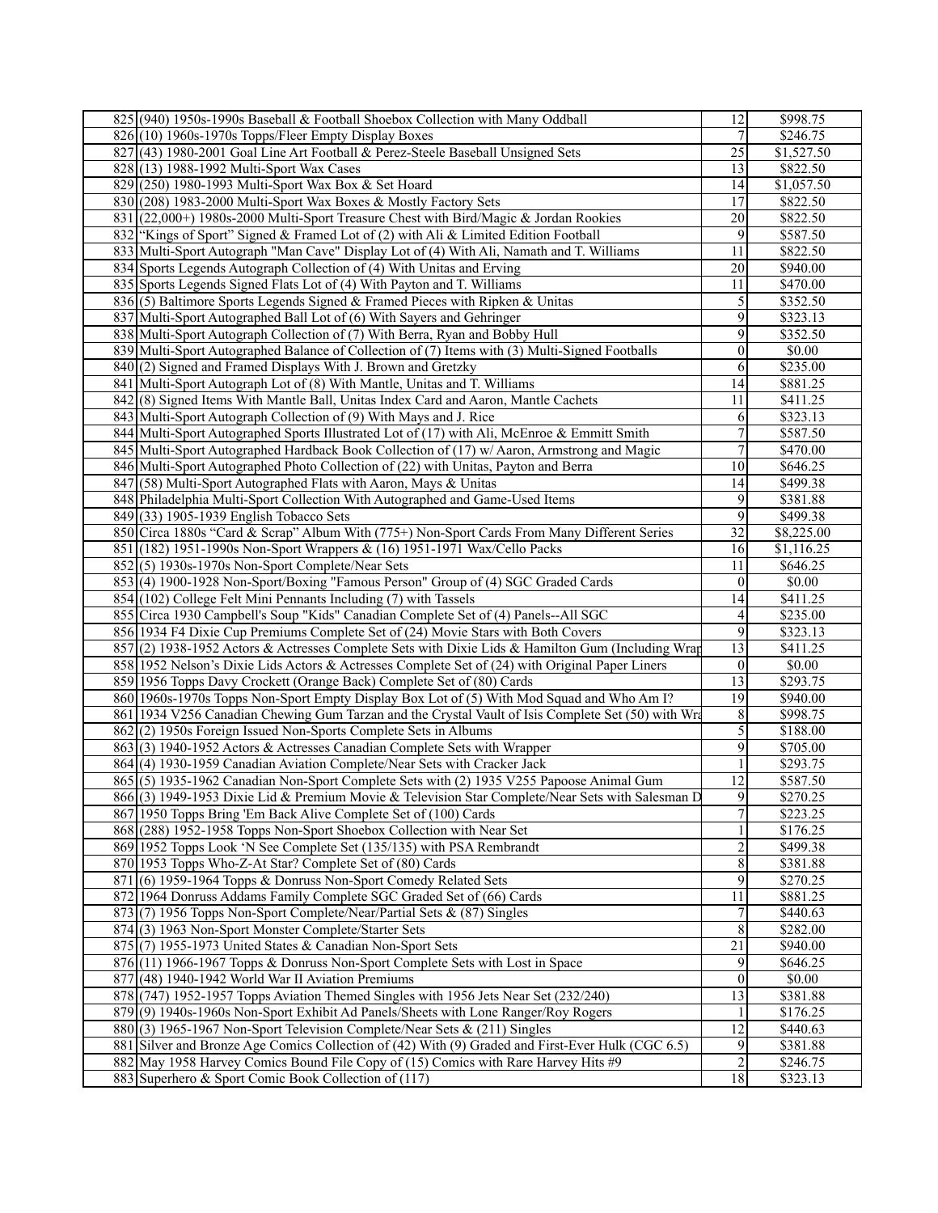| 825 | (940) 1950s-1990s Baseball & Football Shoebox Collection with Many Oddball | 12 | $998.75 |
|---|---|---|---|
| 826 | (10) 1960s-1970s Topps/Fleer Empty Display Boxes | 7 | $246.75 |
| 827 | (43) 1980-2001 Goal Line Art Football & Perez-Steele Baseball Unsigned Sets | 25 | $1,527.50 |
| 828 | (13) 1988-1992 Multi-Sport Wax Cases | 13 | $822.50 |
| 829 | (250) 1980-1993 Multi-Sport Wax Box & Set Hoard | 14 | $1,057.50 |
| 830 | (208) 1983-2000 Multi-Sport Wax Boxes & Mostly Factory Sets | 17 | $822.50 |
| 831 | (22,000+) 1980s-2000 Multi-Sport Treasure Chest with Bird/Magic & Jordan Rookies | 20 | $822.50 |
| 832 | "Kings of Sport" Signed & Framed Lot of (2) with Ali & Limited Edition Football | 9 | $587.50 |
| 833 | Multi-Sport Autograph "Man Cave" Display Lot of (4) With Ali, Namath and T. Williams | 11 | $822.50 |
| 834 | Sports Legends Autograph Collection of (4) With Unitas and Erving | 20 | $940.00 |
| 835 | Sports Legends Signed Flats Lot of (4) With Payton and T. Williams | 11 | $470.00 |
| 836 | (5) Baltimore Sports Legends Signed & Framed Pieces with Ripken & Unitas | 5 | $352.50 |
| 837 | Multi-Sport Autographed Ball Lot of (6) With Sayers and Gehringer | 9 | $323.13 |
| 838 | Multi-Sport Autograph Collection of (7) With Berra, Ryan and Bobby Hull | 9 | $352.50 |
| 839 | Multi-Sport Autographed Balance of Collection of (7) Items with (3) Multi-Signed Footballs | 0 | $0.00 |
| 840 | (2) Signed and Framed Displays With J. Brown and Gretzky | 6 | $235.00 |
| 841 | Multi-Sport Autograph Lot of (8) With Mantle, Unitas and T. Williams | 14 | $881.25 |
| 842 | (8) Signed Items With Mantle Ball, Unitas Index Card and Aaron, Mantle Cachets | 11 | $411.25 |
| 843 | Multi-Sport Autograph Collection of (9) With Mays and J. Rice | 6 | $323.13 |
| 844 | Multi-Sport Autographed Sports Illustrated Lot of (17) with Ali, McEnroe & Emmitt Smith | 7 | $587.50 |
| 845 | Multi-Sport Autographed Hardback Book Collection of (17) w/ Aaron, Armstrong and Magic | 7 | $470.00 |
| 846 | Multi-Sport Autographed Photo Collection of (22) with Unitas, Payton and Berra | 10 | $646.25 |
| 847 | (58) Multi-Sport Autographed Flats with Aaron, Mays & Unitas | 14 | $499.38 |
| 848 | Philadelphia Multi-Sport Collection With Autographed and Game-Used Items | 9 | $381.88 |
| 849 | (33) 1905-1939 English Tobacco Sets | 9 | $499.38 |
| 850 | Circa 1880s "Card & Scrap" Album With (775+) Non-Sport Cards From Many Different Series | 32 | $8,225.00 |
| 851 | (182) 1951-1990s Non-Sport Wrappers & (16) 1951-1971 Wax/Cello Packs | 16 | $1,116.25 |
| 852 | (5) 1930s-1970s Non-Sport Complete/Near Sets | 11 | $646.25 |
| 853 | (4) 1900-1928 Non-Sport/Boxing "Famous Person" Group of (4) SGC Graded Cards | 0 | $0.00 |
| 854 | (102) College Felt Mini Pennants Including (7) with Tassels | 14 | $411.25 |
| 855 | Circa 1930 Campbell's Soup "Kids" Canadian Complete Set of (4) Panels--All SGC | 4 | $235.00 |
| 856 | 1934 F4 Dixie Cup Premiums Complete Set of (24) Movie Stars with Both Covers | 9 | $323.13 |
| 857 | (2) 1938-1952 Actors & Actresses Complete Sets with Dixie Lids & Hamilton Gum (Including Wrap | 13 | $411.25 |
| 858 | 1952 Nelson's Dixie Lids Actors & Actresses Complete Set of (24) with Original Paper Liners | 0 | $0.00 |
| 859 | 1956 Topps Davy Crockett (Orange Back) Complete Set of (80) Cards | 13 | $293.75 |
| 860 | 1960s-1970s Topps Non-Sport Empty Display Box Lot of (5) With Mod Squad and Who Am I? | 19 | $940.00 |
| 861 | 1934 V256 Canadian Chewing Gum Tarzan and the Crystal Vault of Isis Complete Set (50) with Wra | 8 | $998.75 |
| 862 | (2) 1950s Foreign Issued Non-Sports Complete Sets in Albums | 5 | $188.00 |
| 863 | (3) 1940-1952 Actors & Actresses Canadian Complete Sets with Wrapper | 9 | $705.00 |
| 864 | (4) 1930-1959 Canadian Aviation Complete/Near Sets with Cracker Jack | 1 | $293.75 |
| 865 | (5) 1935-1962 Canadian Non-Sport Complete Sets with (2) 1935 V255 Papoose Animal Gum | 12 | $587.50 |
| 866 | (3) 1949-1953 Dixie Lid & Premium Movie & Television Star Complete/Near Sets with Salesman D | 9 | $270.25 |
| 867 | 1950 Topps Bring 'Em Back Alive Complete Set of (100) Cards | 7 | $223.25 |
| 868 | (288) 1952-1958 Topps Non-Sport Shoebox Collection with Near Set | 1 | $176.25 |
| 869 | 1952 Topps Look 'N See Complete Set (135/135) with PSA Rembrandt | 2 | $499.38 |
| 870 | 1953 Topps Who-Z-At Star? Complete Set of (80) Cards | 8 | $381.88 |
| 871 | (6) 1959-1964 Topps & Donruss Non-Sport Comedy Related Sets | 9 | $270.25 |
| 872 | 1964 Donruss Addams Family Complete SGC Graded Set of (66) Cards | 11 | $881.25 |
| 873 | (7) 1956 Topps Non-Sport Complete/Near/Partial Sets & (87) Singles | 7 | $440.63 |
| 874 | (3) 1963 Non-Sport Monster Complete/Starter Sets | 8 | $282.00 |
| 875 | (7) 1955-1973 United States & Canadian Non-Sport Sets | 21 | $940.00 |
| 876 | (11) 1966-1967 Topps & Donruss Non-Sport Complete Sets with Lost in Space | 9 | $646.25 |
| 877 | (48) 1940-1942 World War II Aviation Premiums | 0 | $0.00 |
| 878 | (747) 1952-1957 Topps Aviation Themed Singles with 1956 Jets Near Set (232/240) | 13 | $381.88 |
| 879 | (9) 1940s-1960s Non-Sport Exhibit Ad Panels/Sheets with Lone Ranger/Roy Rogers | 1 | $176.25 |
| 880 | (3) 1965-1967 Non-Sport Television Complete/Near Sets & (211) Singles | 12 | $440.63 |
| 881 | Silver and Bronze Age Comics Collection of (42) With (9) Graded and First-Ever Hulk (CGC 6.5) | 9 | $381.88 |
| 882 | May 1958 Harvey Comics Bound File Copy of (15) Comics with Rare Harvey Hits #9 | 2 | $246.75 |
| 883 | Superhero & Sport Comic Book Collection of (117) | 18 | $323.13 |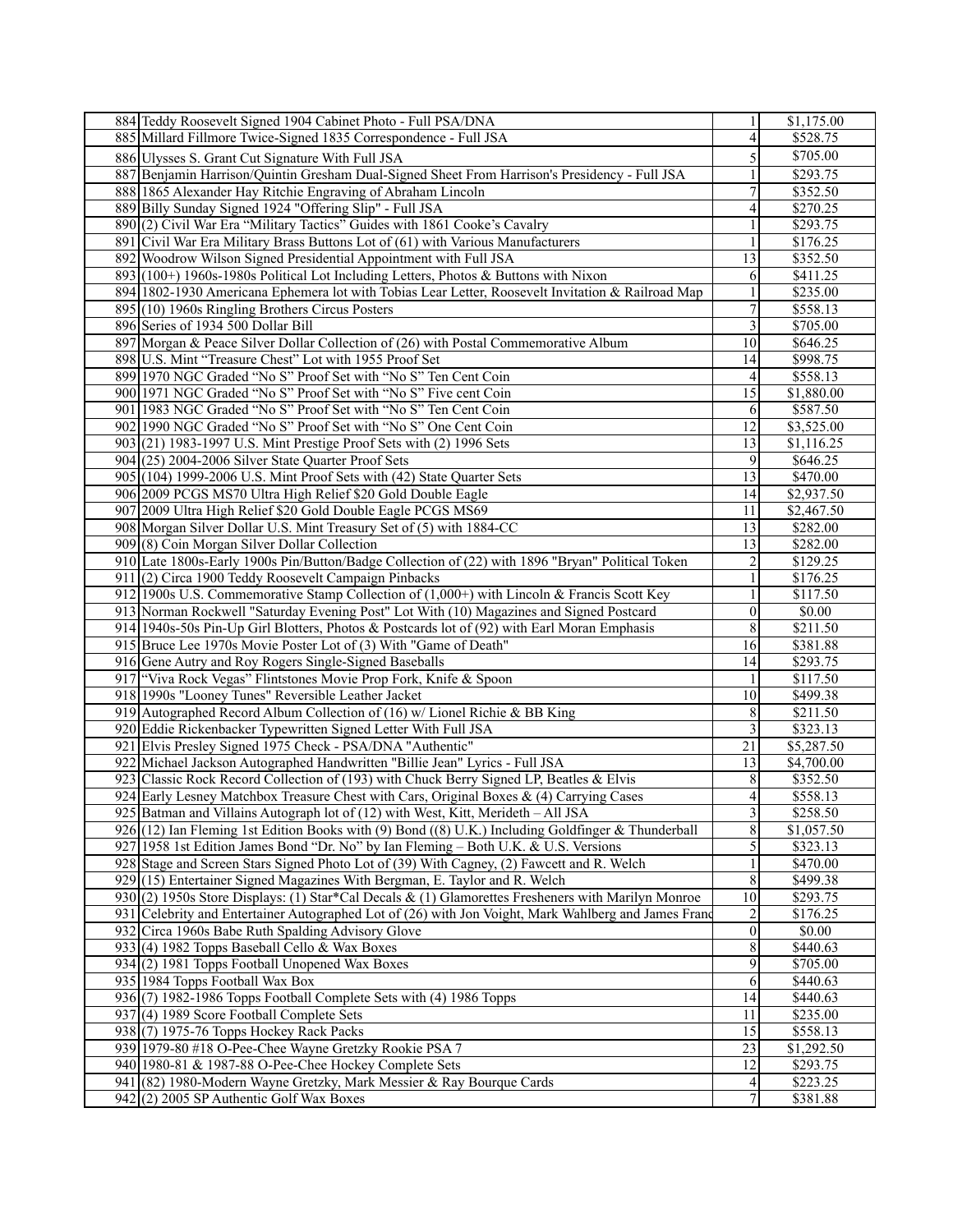| | | | |
|---|---|---|---|
| 884 | Teddy Roosevelt Signed 1904 Cabinet Photo - Full PSA/DNA | 1 | $1,175.00 |
| 885 | Millard Fillmore Twice-Signed 1835 Correspondence - Full JSA | 4 | $528.75 |
| 886 | Ulysses S. Grant Cut Signature With Full JSA | 5 | $705.00 |
| 887 | Benjamin Harrison/Quintin Gresham Dual-Signed Sheet From Harrison's Presidency - Full JSA | 1 | $293.75 |
| 888 | 1865 Alexander Hay Ritchie Engraving of Abraham Lincoln | 7 | $352.50 |
| 889 | Billy Sunday Signed 1924 "Offering Slip" - Full JSA | 4 | $270.25 |
| 890 | (2) Civil War Era "Military Tactics" Guides with 1861 Cooke's Cavalry | 1 | $293.75 |
| 891 | Civil War Era Military Brass Buttons Lot of (61) with Various Manufacturers | 1 | $176.25 |
| 892 | Woodrow Wilson Signed Presidential Appointment with Full JSA | 13 | $352.50 |
| 893 | (100+) 1960s-1980s Political Lot Including Letters, Photos & Buttons with Nixon | 6 | $411.25 |
| 894 | 1802-1930 Americana Ephemera lot with Tobias Lear Letter, Roosevelt Invitation & Railroad Map | 1 | $235.00 |
| 895 | (10) 1960s Ringling Brothers Circus Posters | 7 | $558.13 |
| 896 | Series of 1934 500 Dollar Bill | 3 | $705.00 |
| 897 | Morgan & Peace Silver Dollar Collection of (26) with Postal Commemorative Album | 10 | $646.25 |
| 898 | U.S. Mint "Treasure Chest" Lot with 1955 Proof Set | 14 | $998.75 |
| 899 | 1970 NGC Graded "No S" Proof Set with "No S" Ten Cent Coin | 4 | $558.13 |
| 900 | 1971 NGC Graded "No S" Proof Set with "No S" Five cent Coin | 15 | $1,880.00 |
| 901 | 1983 NGC Graded "No S" Proof Set with "No S" Ten Cent Coin | 6 | $587.50 |
| 902 | 1990 NGC Graded "No S" Proof Set with "No S" One Cent Coin | 12 | $3,525.00 |
| 903 | (21) 1983-1997 U.S. Mint Prestige Proof Sets with (2) 1996 Sets | 13 | $1,116.25 |
| 904 | (25) 2004-2006 Silver State Quarter Proof Sets | 9 | $646.25 |
| 905 | (104) 1999-2006 U.S. Mint Proof Sets with (42) State Quarter Sets | 13 | $470.00 |
| 906 | 2009 PCGS MS70 Ultra High Relief $20 Gold Double Eagle | 14 | $2,937.50 |
| 907 | 2009 Ultra High Relief $20 Gold Double Eagle PCGS MS69 | 11 | $2,467.50 |
| 908 | Morgan Silver Dollar U.S. Mint Treasury Set of (5) with 1884-CC | 13 | $282.00 |
| 909 | (8) Coin Morgan Silver Dollar Collection | 13 | $282.00 |
| 910 | Late 1800s-Early 1900s Pin/Button/Badge Collection of (22) with 1896 "Bryan" Political Token | 2 | $129.25 |
| 911 | (2) Circa 1900 Teddy Roosevelt Campaign Pinbacks | 1 | $176.25 |
| 912 | 1900s U.S. Commemorative Stamp Collection of (1,000+) with Lincoln & Francis Scott Key | 1 | $117.50 |
| 913 | Norman Rockwell "Saturday Evening Post" Lot With (10) Magazines and Signed Postcard | 0 | $0.00 |
| 914 | 1940s-50s Pin-Up Girl Blotters, Photos & Postcards lot of (92) with Earl Moran Emphasis | 8 | $211.50 |
| 915 | Bruce Lee 1970s Movie Poster Lot of (3) With "Game of Death" | 16 | $381.88 |
| 916 | Gene Autry and Roy Rogers Single-Signed Baseballs | 14 | $293.75 |
| 917 | "Viva Rock Vegas" Flintstones Movie Prop Fork, Knife & Spoon | 1 | $117.50 |
| 918 | 1990s "Looney Tunes" Reversible Leather Jacket | 10 | $499.38 |
| 919 | Autographed Record Album Collection of (16) w/ Lionel Richie & BB King | 8 | $211.50 |
| 920 | Eddie Rickenbacker Typewritten Signed Letter With Full JSA | 3 | $323.13 |
| 921 | Elvis Presley Signed 1975 Check - PSA/DNA "Authentic" | 21 | $5,287.50 |
| 922 | Michael Jackson Autographed Handwritten "Billie Jean" Lyrics - Full JSA | 13 | $4,700.00 |
| 923 | Classic Rock Record Collection of (193) with Chuck Berry Signed LP, Beatles & Elvis | 8 | $352.50 |
| 924 | Early Lesney Matchbox Treasure Chest with Cars, Original Boxes & (4) Carrying Cases | 4 | $558.13 |
| 925 | Batman and Villains Autograph lot of (12) with West, Kitt, Merideth – All JSA | 3 | $258.50 |
| 926 | (12) Ian Fleming 1st Edition Books with (9) Bond ((8) U.K.) Including Goldfinger & Thunderball | 8 | $1,057.50 |
| 927 | 1958 1st Edition James Bond "Dr. No" by Ian Fleming – Both U.K. & U.S. Versions | 5 | $323.13 |
| 928 | Stage and Screen Stars Signed Photo Lot of (39) With Cagney, (2) Fawcett and R. Welch | 1 | $470.00 |
| 929 | (15) Entertainer Signed Magazines With Bergman, E. Taylor and R. Welch | 8 | $499.38 |
| 930 | (2) 1950s Store Displays: (1) Star*Cal Decals & (1) Glamorettes Fresheners with Marilyn Monroe | 10 | $293.75 |
| 931 | Celebrity and Entertainer Autographed Lot of (26) with Jon Voight, Mark Wahlberg and James Franc | 2 | $176.25 |
| 932 | Circa 1960s Babe Ruth Spalding Advisory Glove | 0 | $0.00 |
| 933 | (4) 1982 Topps Baseball Cello & Wax Boxes | 8 | $440.63 |
| 934 | (2) 1981 Topps Football Unopened Wax Boxes | 9 | $705.00 |
| 935 | 1984 Topps Football Wax Box | 6 | $440.63 |
| 936 | (7) 1982-1986 Topps Football Complete Sets with (4) 1986 Topps | 14 | $440.63 |
| 937 | (4) 1989 Score Football Complete Sets | 11 | $235.00 |
| 938 | (7) 1975-76 Topps Hockey Rack Packs | 15 | $558.13 |
| 939 | 1979-80 #18 O-Pee-Chee Wayne Gretzky Rookie PSA 7 | 23 | $1,292.50 |
| 940 | 1980-81 & 1987-88 O-Pee-Chee Hockey Complete Sets | 12 | $293.75 |
| 941 | (82) 1980-Modern Wayne Gretzky, Mark Messier & Ray Bourque Cards | 4 | $223.25 |
| 942 | (2) 2005 SP Authentic Golf Wax Boxes | 7 | $381.88 |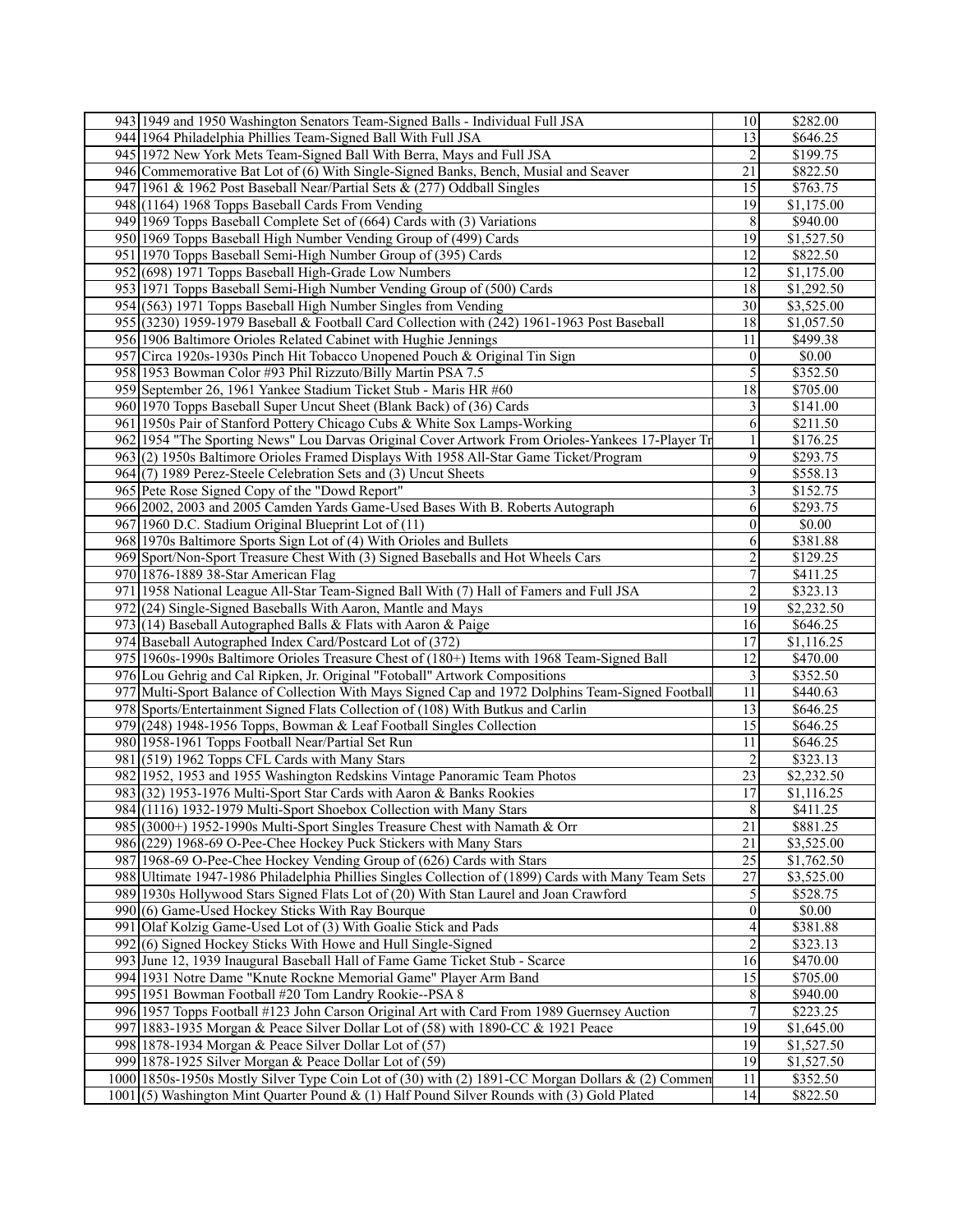| | | | |
|---|---|---|---|
| 943 | 1949 and 1950 Washington Senators Team-Signed Balls - Individual Full JSA | 10 | $282.00 |
| 944 | 1964 Philadelphia Phillies Team-Signed Ball With Full JSA | 13 | $646.25 |
| 945 | 1972 New York Mets Team-Signed Ball With Berra, Mays and Full JSA | 2 | $199.75 |
| 946 | Commemorative Bat Lot of (6) With Single-Signed Banks, Bench, Musial and Seaver | 21 | $822.50 |
| 947 | 1961 & 1962 Post Baseball Near/Partial Sets & (277) Oddball Singles | 15 | $763.75 |
| 948 | (1164) 1968 Topps Baseball Cards From Vending | 19 | $1,175.00 |
| 949 | 1969 Topps Baseball Complete Set of (664) Cards with (3) Variations | 8 | $940.00 |
| 950 | 1969 Topps Baseball High Number Vending Group of (499) Cards | 19 | $1,527.50 |
| 951 | 1970 Topps Baseball Semi-High Number Group of (395) Cards | 12 | $822.50 |
| 952 | (698) 1971 Topps Baseball High-Grade Low Numbers | 12 | $1,175.00 |
| 953 | 1971 Topps Baseball Semi-High Number Vending Group of (500) Cards | 18 | $1,292.50 |
| 954 | (563) 1971 Topps Baseball High Number Singles from Vending | 30 | $3,525.00 |
| 955 | (3230) 1959-1979 Baseball & Football Card Collection with (242) 1961-1963 Post Baseball | 18 | $1,057.50 |
| 956 | 1906 Baltimore Orioles Related Cabinet with Hughie Jennings | 11 | $499.38 |
| 957 | Circa 1920s-1930s Pinch Hit Tobacco Unopened Pouch & Original Tin Sign | 0 | $0.00 |
| 958 | 1953 Bowman Color #93 Phil Rizzuto/Billy Martin PSA 7.5 | 5 | $352.50 |
| 959 | September 26, 1961 Yankee Stadium Ticket Stub - Maris HR #60 | 18 | $705.00 |
| 960 | 1970 Topps Baseball Super Uncut Sheet (Blank Back) of (36) Cards | 3 | $141.00 |
| 961 | 1950s Pair of Stanford Pottery Chicago Cubs & White Sox Lamps-Working | 6 | $211.50 |
| 962 | 1954 "The Sporting News" Lou Darvas Original Cover Artwork From Orioles-Yankees 17-Player Tr | 1 | $176.25 |
| 963 | (2) 1950s Baltimore Orioles Framed Displays With 1958 All-Star Game Ticket/Program | 9 | $293.75 |
| 964 | (7) 1989 Perez-Steele Celebration Sets and (3) Uncut Sheets | 9 | $558.13 |
| 965 | Pete Rose Signed Copy of the "Dowd Report" | 3 | $152.75 |
| 966 | 2002, 2003 and 2005 Camden Yards Game-Used Bases With B. Roberts Autograph | 6 | $293.75 |
| 967 | 1960 D.C. Stadium Original Blueprint Lot of (11) | 0 | $0.00 |
| 968 | 1970s Baltimore Sports Sign Lot of (4) With Orioles and Bullets | 6 | $381.88 |
| 969 | Sport/Non-Sport Treasure Chest With (3) Signed Baseballs and Hot Wheels Cars | 2 | $129.25 |
| 970 | 1876-1889 38-Star American Flag | 7 | $411.25 |
| 971 | 1958 National League All-Star Team-Signed Ball With (7) Hall of Famers and Full JSA | 2 | $323.13 |
| 972 | (24) Single-Signed Baseballs With Aaron, Mantle and Mays | 19 | $2,232.50 |
| 973 | (14) Baseball Autographed Balls & Flats with Aaron & Paige | 16 | $646.25 |
| 974 | Baseball Autographed Index Card/Postcard Lot of (372) | 17 | $1,116.25 |
| 975 | 1960s-1990s Baltimore Orioles Treasure Chest of (180+) Items with 1968 Team-Signed Ball | 12 | $470.00 |
| 976 | Lou Gehrig and Cal Ripken, Jr. Original "Fotoball" Artwork Compositions | 3 | $352.50 |
| 977 | Multi-Sport Balance of Collection With Mays Signed Cap and 1972 Dolphins Team-Signed Football | 11 | $440.63 |
| 978 | Sports/Entertainment Signed Flats Collection of (108) With Butkus and Carlin | 13 | $646.25 |
| 979 | (248) 1948-1956 Topps, Bowman & Leaf Football Singles Collection | 15 | $646.25 |
| 980 | 1958-1961 Topps Football Near/Partial Set Run | 11 | $646.25 |
| 981 | (519) 1962 Topps CFL Cards with Many Stars | 2 | $323.13 |
| 982 | 1952, 1953 and 1955 Washington Redskins Vintage Panoramic Team Photos | 23 | $2,232.50 |
| 983 | (32) 1953-1976 Multi-Sport Star Cards with Aaron & Banks Rookies | 17 | $1,116.25 |
| 984 | (1116) 1932-1979 Multi-Sport Shoebox Collection with Many Stars | 8 | $411.25 |
| 985 | (3000+) 1952-1990s Multi-Sport Singles Treasure Chest with Namath & Orr | 21 | $881.25 |
| 986 | (229) 1968-69 O-Pee-Chee Hockey Puck Stickers with Many Stars | 21 | $3,525.00 |
| 987 | 1968-69 O-Pee-Chee Hockey Vending Group of (626) Cards with Stars | 25 | $1,762.50 |
| 988 | Ultimate 1947-1986 Philadelphia Phillies Singles Collection of (1899) Cards with Many Team Sets | 27 | $3,525.00 |
| 989 | 1930s Hollywood Stars Signed Flats Lot of (20) With Stan Laurel and Joan Crawford | 5 | $528.75 |
| 990 | (6) Game-Used Hockey Sticks With Ray Bourque | 0 | $0.00 |
| 991 | Olaf Kolzig Game-Used Lot of (3) With Goalie Stick and Pads | 4 | $381.88 |
| 992 | (6) Signed Hockey Sticks With Howe and Hull Single-Signed | 2 | $323.13 |
| 993 | June 12, 1939 Inaugural Baseball Hall of Fame Game Ticket Stub - Scarce | 16 | $470.00 |
| 994 | 1931 Notre Dame "Knute Rockne Memorial Game" Player Arm Band | 15 | $705.00 |
| 995 | 1951 Bowman Football #20 Tom Landry Rookie--PSA 8 | 8 | $940.00 |
| 996 | 1957 Topps Football #123 John Carson Original Art with Card From 1989 Guernsey Auction | 7 | $223.25 |
| 997 | 1883-1935 Morgan & Peace Silver Dollar Lot of (58) with 1890-CC & 1921 Peace | 19 | $1,645.00 |
| 998 | 1878-1934 Morgan & Peace Silver Dollar Lot of (57) | 19 | $1,527.50 |
| 999 | 1878-1925 Silver Morgan & Peace Dollar Lot of (59) | 19 | $1,527.50 |
| 1000 | 1850s-1950s Mostly Silver Type Coin Lot of (30) with (2) 1891-CC Morgan Dollars & (2) Commen | 11 | $352.50 |
| 1001 | (5) Washington Mint Quarter Pound & (1) Half Pound Silver Rounds with (3) Gold Plated | 14 | $822.50 |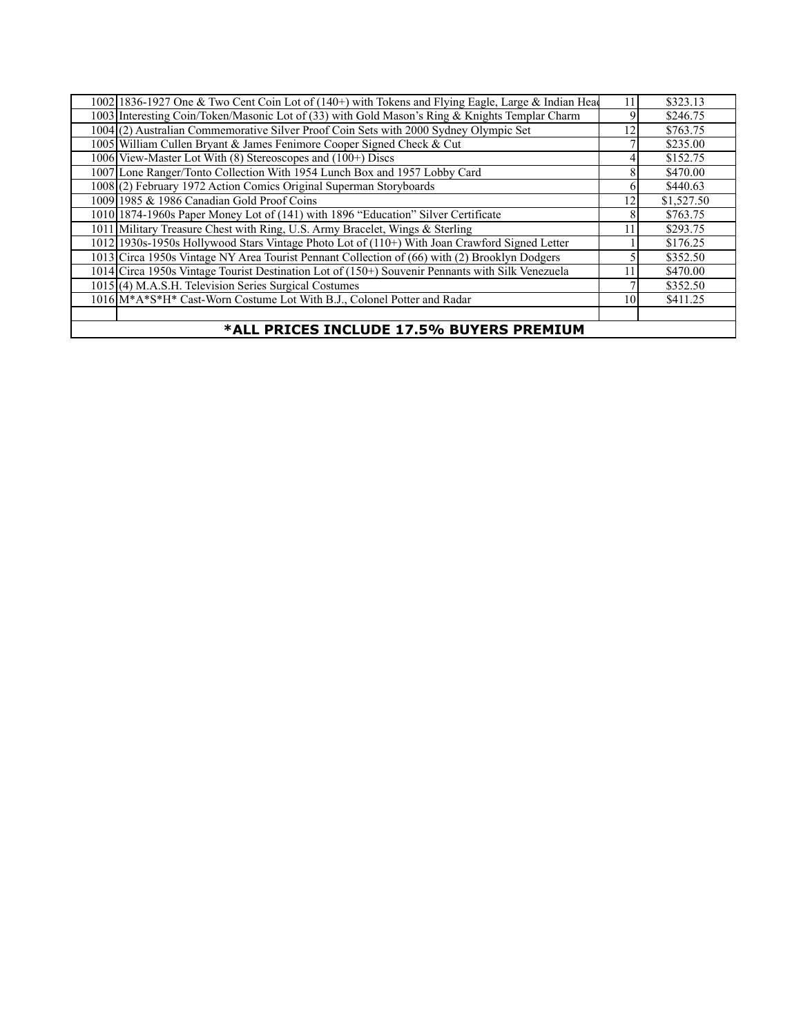| | | | |
|---|---|---|---|
| 1002 | 1836-1927 One & Two Cent Coin Lot of (140+) with Tokens and Flying Eagle, Large & Indian Head | 11 | $323.13 |
| 1003 | Interesting Coin/Token/Masonic Lot of (33) with Gold Mason's Ring & Knights Templar Charm | 9 | $246.75 |
| 1004 | (2) Australian Commemorative Silver Proof Coin Sets with 2000 Sydney Olympic Set | 12 | $763.75 |
| 1005 | William Cullen Bryant & James Fenimore Cooper Signed Check & Cut | 7 | $235.00 |
| 1006 | View-Master Lot With (8) Stereoscopes and (100+) Discs | 4 | $152.75 |
| 1007 | Lone Ranger/Tonto Collection With 1954 Lunch Box and 1957 Lobby Card | 8 | $470.00 |
| 1008 | (2) February 1972 Action Comics Original Superman Storyboards | 6 | $440.63 |
| 1009 | 1985 & 1986 Canadian Gold Proof Coins | 12 | $1,527.50 |
| 1010 | 1874-1960s Paper Money Lot of (141) with 1896 "Education" Silver Certificate | 8 | $763.75 |
| 1011 | Military Treasure Chest with Ring, U.S. Army Bracelet, Wings & Sterling | 11 | $293.75 |
| 1012 | 1930s-1950s Hollywood Stars Vintage Photo Lot of (110+) With Joan Crawford Signed Letter | 1 | $176.25 |
| 1013 | Circa 1950s Vintage NY Area Tourist Pennant Collection of (66) with (2) Brooklyn Dodgers | 5 | $352.50 |
| 1014 | Circa 1950s Vintage Tourist Destination Lot of (150+) Souvenir Pennants with Silk Venezuela | 11 | $470.00 |
| 1015 | (4) M.A.S.H. Television Series Surgical Costumes | 7 | $352.50 |
| 1016 | M*A*S*H* Cast-Worn Costume Lot With B.J., Colonel Potter and Radar | 10 | $411.25 |
| | | | |

**\*ALL PRICES INCLUDE 17.5% BUYERS PREMIUM**